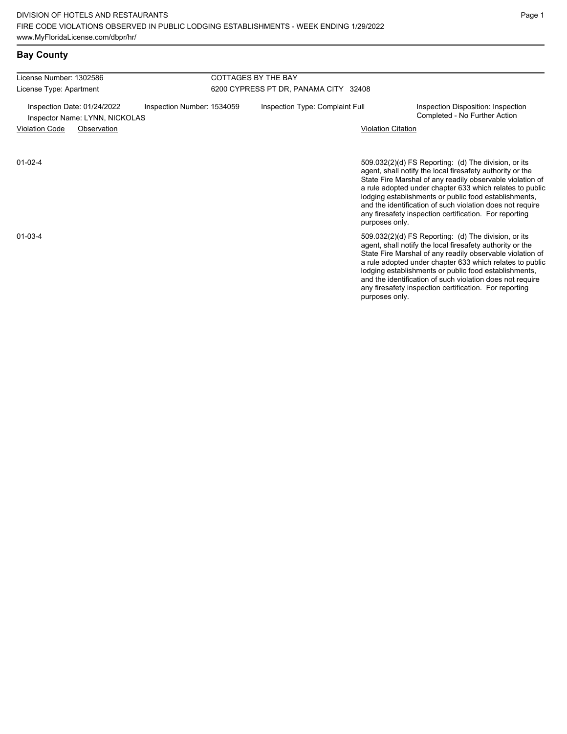DIVISION OF HOTELS AND RESTAURANTS
FIRE CODE VIOLATIONS OBSERVED IN PUBLIC LODGING ESTABLISHMENTS - WEEK ENDING 1/29/2022
www.MyFloridaLicense.com/dbpr/hr/

## Bay County

License Number: 1302586
License Type: Apartment

COTTAGES BY THE BAY
6200 CYPRESS PT DR, PANAMA CITY 32408

Inspection Date: 01/24/2022
Inspector Name: LYNN, NICKOLAS
Inspection Number: 1534059
Inspection Type: Complaint Full
Inspection Disposition: Inspection Completed - No Further Action

| Violation Code | Observation | Violation Citation |
|---|---|---|
| 01-02-4 | | 509.032(2)(d) FS Reporting: (d) The division, or its agent, shall notify the local firesafety authority or the State Fire Marshal of any readily observable violation of a rule adopted under chapter 633 which relates to public lodging establishments or public food establishments, and the identification of such violation does not require any firesafety inspection certification. For reporting purposes only. |
| 01-03-4 | | 509.032(2)(d) FS Reporting: (d) The division, or its agent, shall notify the local firesafety authority or the State Fire Marshal of any readily observable violation of a rule adopted under chapter 633 which relates to public lodging establishments or public food establishments, and the identification of such violation does not require any firesafety inspection certification. For reporting purposes only. |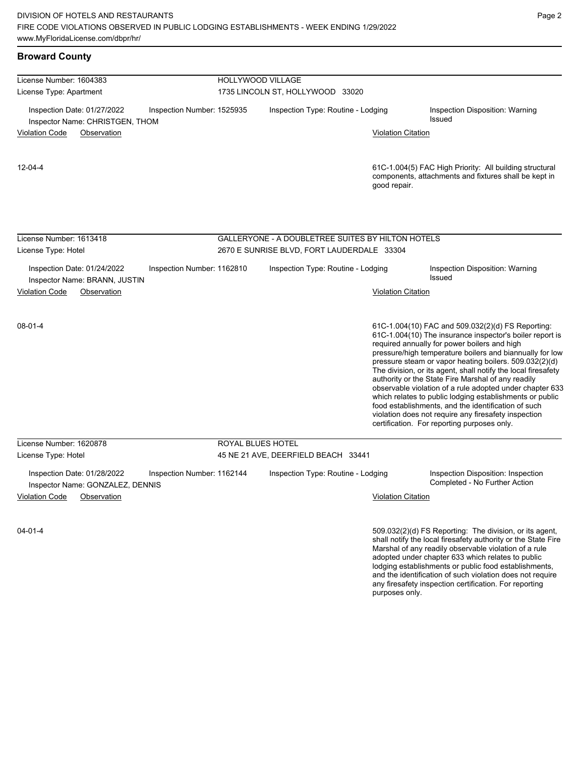## Broward County

License Number: 1604383
License Type: Apartment

HOLLYWOOD VILLAGE
1735 LINCOLN ST, HOLLYWOOD 33020

Inspection Date: 01/27/2022
Inspector Name: CHRISTGEN, THOM
Inspection Number: 1525935
Inspection Type: Routine - Lodging
Inspection Disposition: Warning Issued

| Violation Code | Observation | Violation Citation |
|---|---|---|
| 12-04-4 | | 61C-1.004(5) FAC High Priority: All building structural components, attachments and fixtures shall be kept in good repair. |

License Number: 1613418
License Type: Hotel

GALLERYONE - A DOUBLETREE SUITES BY HILTON HOTELS
2670 E SUNRISE BLVD, FORT LAUDERDALE 33304

Inspection Date: 01/24/2022
Inspector Name: BRANN, JUSTIN
Inspection Number: 1162810
Inspection Type: Routine - Lodging
Inspection Disposition: Warning Issued

| Violation Code | Observation | Violation Citation |
|---|---|---|
| 08-01-4 | | 61C-1.004(10) FAC and 509.032(2)(d) FS Reporting: 61C-1.004(10) The insurance inspector's boiler report is required annually for power boilers and high pressure/high temperature boilers and biannually for low pressure steam or vapor heating boilers. 509.032(2)(d) The division, or its agent, shall notify the local firesafety authority or the State Fire Marshal of any readily observable violation of a rule adopted under chapter 633 which relates to public lodging establishments or public food establishments, and the identification of such violation does not require any firesafety inspection certification. For reporting purposes only. |

License Number: 1620878
License Type: Hotel

ROYAL BLUES HOTEL
45 NE 21 AVE, DEERFIELD BEACH 33441

Inspection Date: 01/28/2022
Inspector Name: GONZALEZ, DENNIS
Inspection Number: 1162144
Inspection Type: Routine - Lodging
Inspection Disposition: Inspection Completed - No Further Action

| Violation Code | Observation | Violation Citation |
|---|---|---|
| 04-01-4 | | 509.032(2)(d) FS Reporting: The division, or its agent, shall notify the local firesafety authority or the State Fire Marshal of any readily observable violation of a rule adopted under chapter 633 which relates to public lodging establishments or public food establishments, and the identification of such violation does not require any firesafety inspection certification. For reporting purposes only. |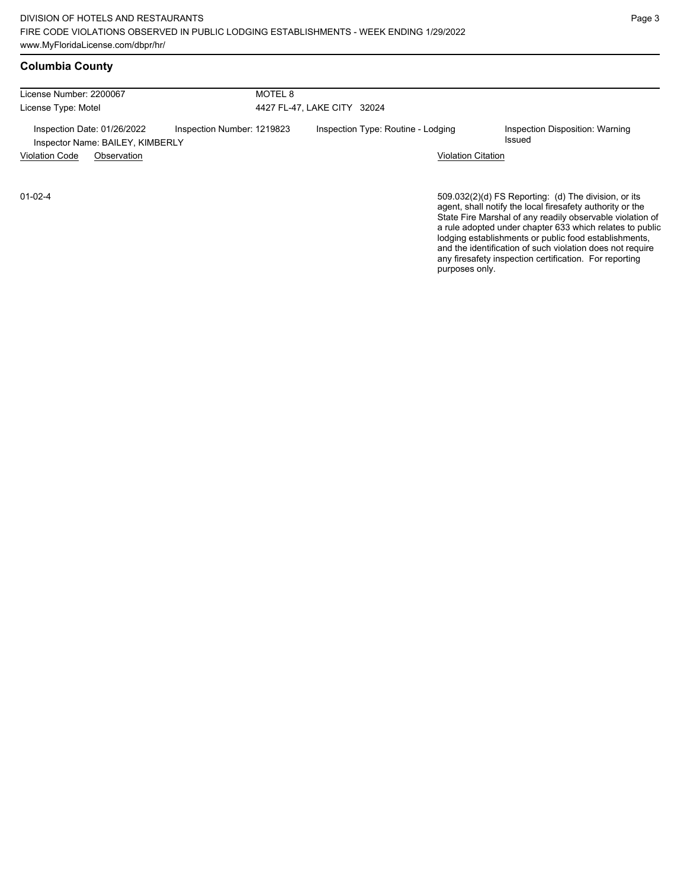## Columbia County

| | | | |
|---|---|---|---|
| License Number: 2200067 | MOTEL 8 | | |
| License Type: Motel | 4427 FL-47, LAKE CITY 32024 | | |
| Inspection Date: 01/26/2022 | Inspection Number: 1219823 | Inspection Type: Routine - Lodging | Inspection Disposition: Warning Issued |
| Inspector Name: BAILEY, KIMBERLY | | | |

| Violation Code | Observation | Violation Citation |
|---|---|---|
| 01-02-4 | | 509.032(2)(d) FS Reporting: (d) The division, or its agent, shall notify the local firesafety authority or the State Fire Marshal of any readily observable violation of a rule adopted under chapter 633 which relates to public lodging establishments or public food establishments, and the identification of such violation does not require any firesafety inspection certification. For reporting purposes only. |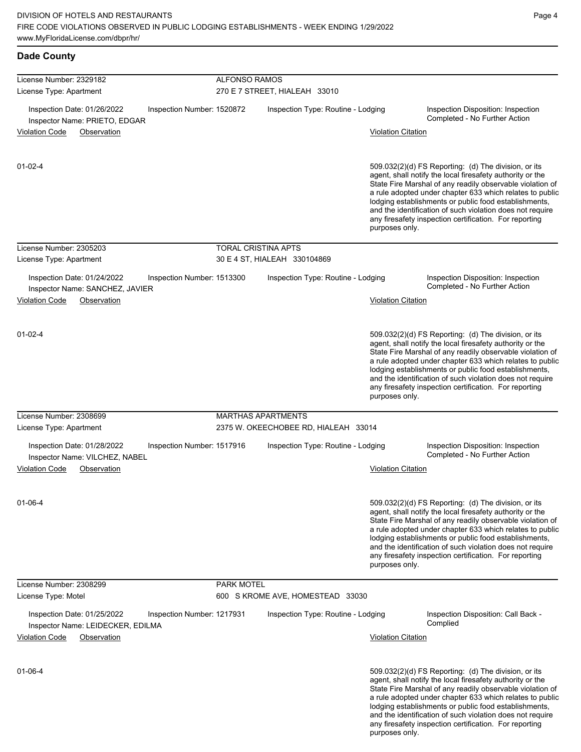## Dade County

**License Number:** 2329182
**License Type:** Apartment

ALFONSO RAMOS
270 E 7 STREET, HIALEAH 33010

Inspection Date: 01/26/2022
Inspector Name: PRIETO, EDGAR
Inspection Number: 1520872
Inspection Type: Routine - Lodging
Inspection Disposition: Inspection Completed - No Further Action

| Violation Code | Observation | Violation Citation |
|---|---|---|
| 01-02-4 | | 509.032(2)(d) FS Reporting: (d) The division, or its agent, shall notify the local firesafety authority or the State Fire Marshal of any readily observable violation of a rule adopted under chapter 633 which relates to public lodging establishments or public food establishments, and the identification of such violation does not require any firesafety inspection certification. For reporting purposes only. |

**License Number:** 2305203
**License Type:** Apartment

TORAL CRISTINA APTS
30 E 4 ST, HIALEAH 330104869

Inspection Date: 01/24/2022
Inspector Name: SANCHEZ, JAVIER
Inspection Number: 1513300
Inspection Type: Routine - Lodging
Inspection Disposition: Inspection Completed - No Further Action

| Violation Code | Observation | Violation Citation |
|---|---|---|
| 01-02-4 | | 509.032(2)(d) FS Reporting: (d) The division, or its agent, shall notify the local firesafety authority or the State Fire Marshal of any readily observable violation of a rule adopted under chapter 633 which relates to public lodging establishments or public food establishments, and the identification of such violation does not require any firesafety inspection certification. For reporting purposes only. |

**License Number:** 2308699
**License Type:** Apartment

MARTHAS APARTMENTS
2375 W. OKEECHOBEE RD, HIALEAH 33014

Inspection Date: 01/28/2022
Inspector Name: VILCHEZ, NABEL
Inspection Number: 1517916
Inspection Type: Routine - Lodging
Inspection Disposition: Inspection Completed - No Further Action

| Violation Code | Observation | Violation Citation |
|---|---|---|
| 01-06-4 | | 509.032(2)(d) FS Reporting: (d) The division, or its agent, shall notify the local firesafety authority or the State Fire Marshal of any readily observable violation of a rule adopted under chapter 633 which relates to public lodging establishments or public food establishments, and the identification of such violation does not require any firesafety inspection certification. For reporting purposes only. |

**License Number:** 2308299
**License Type:** Motel

PARK MOTEL
600 S KROME AVE, HOMESTEAD 33030

Inspection Date: 01/25/2022
Inspector Name: LEIDECKER, EDILMA
Inspection Number: 1217931
Inspection Type: Routine - Lodging
Inspection Disposition: Call Back - Complied

| Violation Code | Observation | Violation Citation |
|---|---|---|
| 01-06-4 | | 509.032(2)(d) FS Reporting: (d) The division, or its agent, shall notify the local firesafety authority or the State Fire Marshal of any readily observable violation of a rule adopted under chapter 633 which relates to public lodging establishments or public food establishments, and the identification of such violation does not require any firesafety inspection certification. For reporting purposes only. |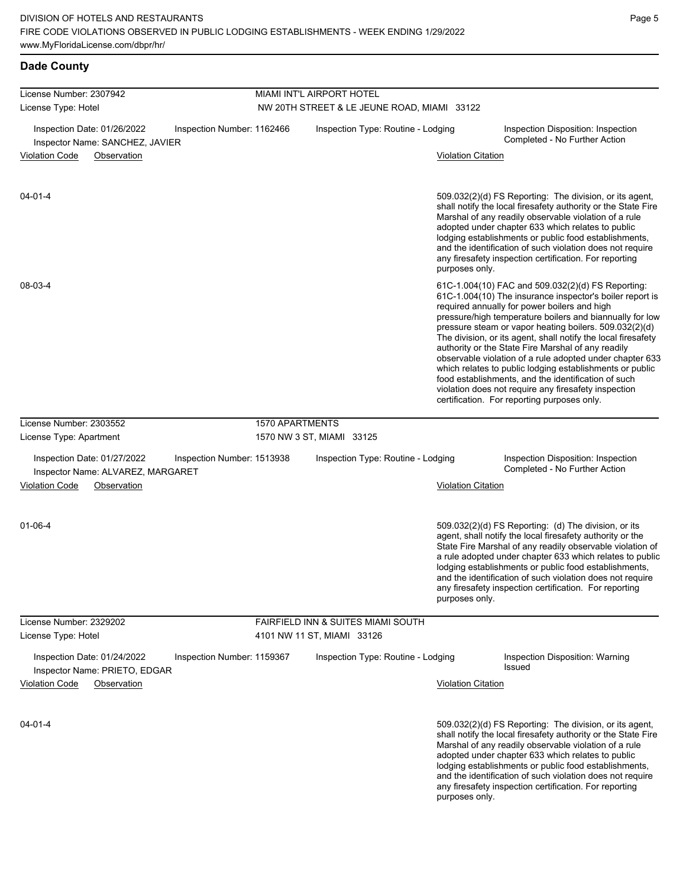## Dade County

**License Number:** 2307942 — **MIAMI INT'L AIRPORT HOTEL**
**License Type:** Hotel — NW 20TH STREET & LE JEUNE ROAD, MIAMI 33122

Inspection Date: 01/26/2022 | Inspection Number: 1162466 | Inspection Type: Routine - Lodging | Inspection Disposition: Inspection Completed - No Further Action
Inspector Name: SANCHEZ, JAVIER

| Violation Code | Observation | Violation Citation |
|---|---|---|
| 04-01-4 | | 509.032(2)(d) FS Reporting: The division, or its agent, shall notify the local firesafety authority or the State Fire Marshal of any readily observable violation of a rule adopted under chapter 633 which relates to public lodging establishments or public food establishments, and the identification of such violation does not require any firesafety inspection certification. For reporting purposes only. |
| 08-03-4 | | 61C-1.004(10) FAC and 509.032(2)(d) FS Reporting: 61C-1.004(10) The insurance inspector's boiler report is required annually for power boilers and high pressure/high temperature boilers and biannually for low pressure steam or vapor heating boilers. 509.032(2)(d) The division, or its agent, shall notify the local firesafety authority or the State Fire Marshal of any readily observable violation of a rule adopted under chapter 633 which relates to public lodging establishments or public food establishments, and the identification of such violation does not require any firesafety inspection certification. For reporting purposes only. |

**License Number:** 2303552 — **1570 APARTMENTS**
**License Type:** Apartment — 1570 NW 3 ST, MIAMI 33125

Inspection Date: 01/27/2022 | Inspection Number: 1513938 | Inspection Type: Routine - Lodging | Inspection Disposition: Inspection Completed - No Further Action
Inspector Name: ALVAREZ, MARGARET

| Violation Code | Observation | Violation Citation |
|---|---|---|
| 01-06-4 | | 509.032(2)(d) FS Reporting: (d) The division, or its agent, shall notify the local firesafety authority or the State Fire Marshal of any readily observable violation of a rule adopted under chapter 633 which relates to public lodging establishments or public food establishments, and the identification of such violation does not require any firesafety inspection certification. For reporting purposes only. |

**License Number:** 2329202 — **FAIRFIELD INN & SUITES MIAMI SOUTH**
**License Type:** Hotel — 4101 NW 11 ST, MIAMI 33126

Inspection Date: 01/24/2022 | Inspection Number: 1159367 | Inspection Type: Routine - Lodging | Inspection Disposition: Warning Issued
Inspector Name: PRIETO, EDGAR

| Violation Code | Observation | Violation Citation |
|---|---|---|
| 04-01-4 | | 509.032(2)(d) FS Reporting: The division, or its agent, shall notify the local firesafety authority or the State Fire Marshal of any readily observable violation of a rule adopted under chapter 633 which relates to public lodging establishments or public food establishments, and the identification of such violation does not require any firesafety inspection certification. For reporting purposes only. |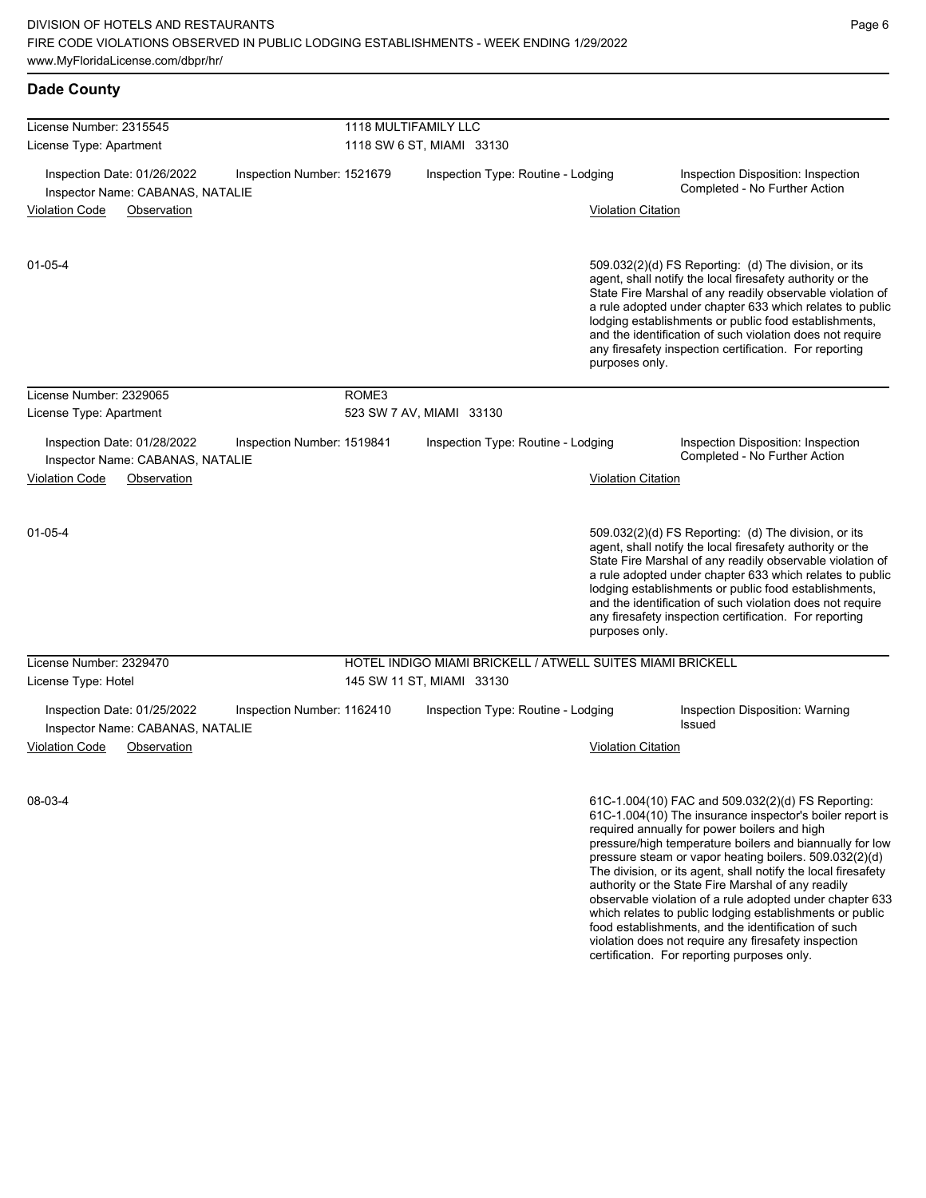## Dade County

**License Number: 2315545**
License Type: Apartment

1118 MULTIFAMILY LLC
1118 SW 6 ST, MIAMI 33130

Inspection Date: 01/26/2022
Inspector Name: CABANAS, NATALIE
Inspection Number: 1521679
Inspection Type: Routine - Lodging
Inspection Disposition: Inspection Completed - No Further Action

| Violation Code | Observation | Violation Citation |
|---|---|---|
| 01-05-4 | | 509.032(2)(d) FS Reporting: (d) The division, or its agent, shall notify the local firesafety authority or the State Fire Marshal of any readily observable violation of a rule adopted under chapter 633 which relates to public lodging establishments or public food establishments, and the identification of such violation does not require any firesafety inspection certification. For reporting purposes only. |

**License Number: 2329065**
License Type: Apartment

ROME3
523 SW 7 AV, MIAMI 33130

Inspection Date: 01/28/2022
Inspector Name: CABANAS, NATALIE
Inspection Number: 1519841
Inspection Type: Routine - Lodging
Inspection Disposition: Inspection Completed - No Further Action

| Violation Code | Observation | Violation Citation |
|---|---|---|
| 01-05-4 | | 509.032(2)(d) FS Reporting: (d) The division, or its agent, shall notify the local firesafety authority or the State Fire Marshal of any readily observable violation of a rule adopted under chapter 633 which relates to public lodging establishments or public food establishments, and the identification of such violation does not require any firesafety inspection certification. For reporting purposes only. |

**License Number: 2329470**
License Type: Hotel

HOTEL INDIGO MIAMI BRICKELL / ATWELL SUITES MIAMI BRICKELL
145 SW 11 ST, MIAMI 33130

Inspection Date: 01/25/2022
Inspector Name: CABANAS, NATALIE
Inspection Number: 1162410
Inspection Type: Routine - Lodging
Inspection Disposition: Warning Issued

| Violation Code | Observation | Violation Citation |
|---|---|---|
| 08-03-4 | | 61C-1.004(10) FAC and 509.032(2)(d) FS Reporting: 61C-1.004(10) The insurance inspector's boiler report is required annually for power boilers and high pressure/high temperature boilers and biannually for low pressure steam or vapor heating boilers. 509.032(2)(d) The division, or its agent, shall notify the local firesafety authority or the State Fire Marshal of any readily observable violation of a rule adopted under chapter 633 which relates to public lodging establishments or public food establishments, and the identification of such violation does not require any firesafety inspection certification. For reporting purposes only. |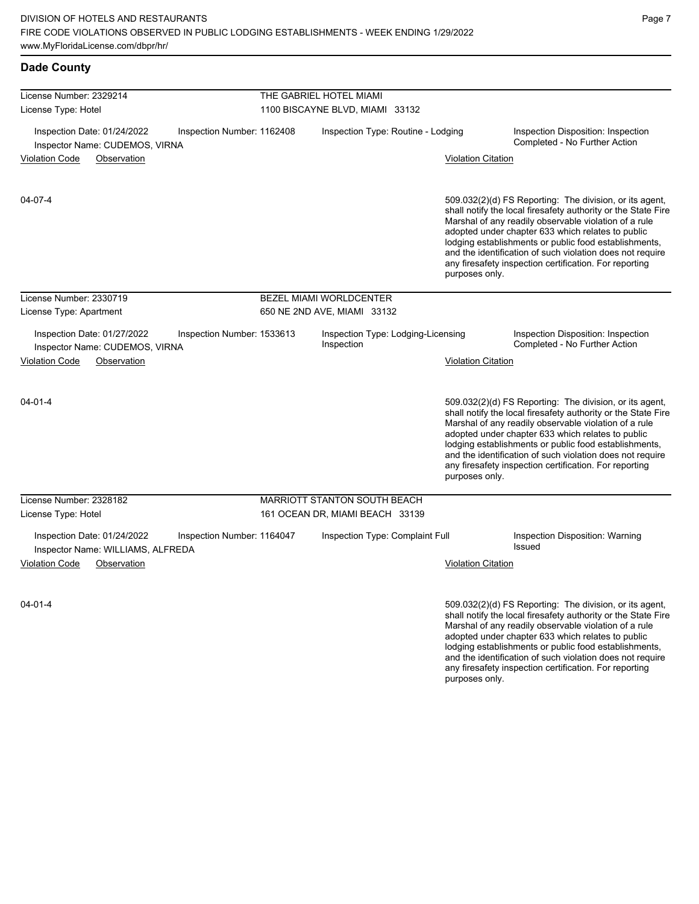## Dade County

**License Number: 2329214** — THE GABRIEL HOTEL MIAMI
License Type: Hotel — 1100 BISCAYNE BLVD, MIAMI 33132

Inspection Date: 01/24/2022
Inspector Name: CUDEMOS, VIRNA
Inspection Number: 1162408
Inspection Type: Routine - Lodging
Inspection Disposition: Inspection Completed - No Further Action

| Violation Code | Observation | Violation Citation |
|---|---|---|
| 04-07-4 | | 509.032(2)(d) FS Reporting: The division, or its agent, shall notify the local firesafety authority or the State Fire Marshal of any readily observable violation of a rule adopted under chapter 633 which relates to public lodging establishments or public food establishments, and the identification of such violation does not require any firesafety inspection certification. For reporting purposes only. |

**License Number: 2330719** — BEZEL MIAMI WORLDCENTER
License Type: Apartment — 650 NE 2ND AVE, MIAMI 33132

Inspection Date: 01/27/2022
Inspector Name: CUDEMOS, VIRNA
Inspection Number: 1533613
Inspection Type: Lodging-Licensing Inspection
Inspection Disposition: Inspection Completed - No Further Action

| Violation Code | Observation | Violation Citation |
|---|---|---|
| 04-01-4 | | 509.032(2)(d) FS Reporting: The division, or its agent, shall notify the local firesafety authority or the State Fire Marshal of any readily observable violation of a rule adopted under chapter 633 which relates to public lodging establishments or public food establishments, and the identification of such violation does not require any firesafety inspection certification. For reporting purposes only. |

**License Number: 2328182** — MARRIOTT STANTON SOUTH BEACH
License Type: Hotel — 161 OCEAN DR, MIAMI BEACH 33139

Inspection Date: 01/24/2022
Inspector Name: WILLIAMS, ALFREDA
Inspection Number: 1164047
Inspection Type: Complaint Full
Inspection Disposition: Warning Issued

| Violation Code | Observation | Violation Citation |
|---|---|---|
| 04-01-4 | | 509.032(2)(d) FS Reporting: The division, or its agent, shall notify the local firesafety authority or the State Fire Marshal of any readily observable violation of a rule adopted under chapter 633 which relates to public lodging establishments or public food establishments, and the identification of such violation does not require any firesafety inspection certification. For reporting purposes only. |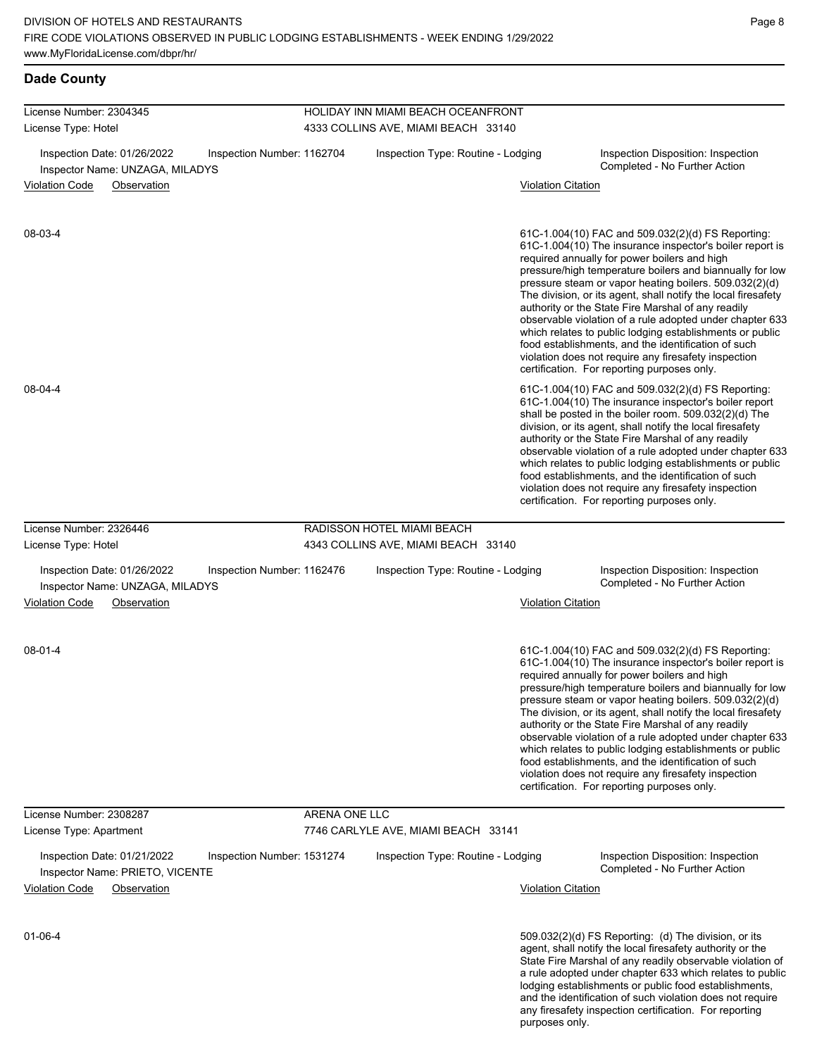## Dade County

**License Number:** 2304345 — **HOLIDAY INN MIAMI BEACH OCEANFRONT**
**License Type:** Hotel — 4333 COLLINS AVE, MIAMI BEACH 33140

Inspection Date: 01/26/2022 | Inspection Number: 1162704 | Inspection Type: Routine - Lodging | Inspection Disposition: Inspection Completed - No Further Action
Inspector Name: UNZAGA, MILADYS

| Violation Code | Observation | Violation Citation |
|---|---|---|
| 08-03-4 | | 61C-1.004(10) FAC and 509.032(2)(d) FS Reporting: 61C-1.004(10) The insurance inspector's boiler report is required annually for power boilers and high pressure/high temperature boilers and biannually for low pressure steam or vapor heating boilers. 509.032(2)(d) The division, or its agent, shall notify the local firesafety authority or the State Fire Marshal of any readily observable violation of a rule adopted under chapter 633 which relates to public lodging establishments or public food establishments, and the identification of such violation does not require any firesafety inspection certification. For reporting purposes only. |
| 08-04-4 | | 61C-1.004(10) FAC and 509.032(2)(d) FS Reporting: 61C-1.004(10) The insurance inspector's boiler report shall be posted in the boiler room. 509.032(2)(d) The division, or its agent, shall notify the local firesafety authority or the State Fire Marshal of any readily observable violation of a rule adopted under chapter 633 which relates to public lodging establishments or public food establishments, and the identification of such violation does not require any firesafety inspection certification. For reporting purposes only. |

**License Number:** 2326446 — **RADISSON HOTEL MIAMI BEACH**
**License Type:** Hotel — 4343 COLLINS AVE, MIAMI BEACH 33140

Inspection Date: 01/26/2022 | Inspection Number: 1162476 | Inspection Type: Routine - Lodging | Inspection Disposition: Inspection Completed - No Further Action
Inspector Name: UNZAGA, MILADYS

| Violation Code | Observation | Violation Citation |
|---|---|---|
| 08-01-4 | | 61C-1.004(10) FAC and 509.032(2)(d) FS Reporting: 61C-1.004(10) The insurance inspector's boiler report is required annually for power boilers and high pressure/high temperature boilers and biannually for low pressure steam or vapor heating boilers. 509.032(2)(d) The division, or its agent, shall notify the local firesafety authority or the State Fire Marshal of any readily observable violation of a rule adopted under chapter 633 which relates to public lodging establishments or public food establishments, and the identification of such violation does not require any firesafety inspection certification. For reporting purposes only. |

**License Number:** 2308287 — **ARENA ONE LLC**
**License Type:** Apartment — 7746 CARLYLE AVE, MIAMI BEACH 33141

Inspection Date: 01/21/2022 | Inspection Number: 1531274 | Inspection Type: Routine - Lodging | Inspection Disposition: Inspection Completed - No Further Action
Inspector Name: PRIETO, VICENTE

| Violation Code | Observation | Violation Citation |
|---|---|---|
| 01-06-4 | | 509.032(2)(d) FS Reporting: (d) The division, or its agent, shall notify the local firesafety authority or the State Fire Marshal of any readily observable violation of a rule adopted under chapter 633 which relates to public lodging establishments or public food establishments, and the identification of such violation does not require any firesafety inspection certification. For reporting purposes only. |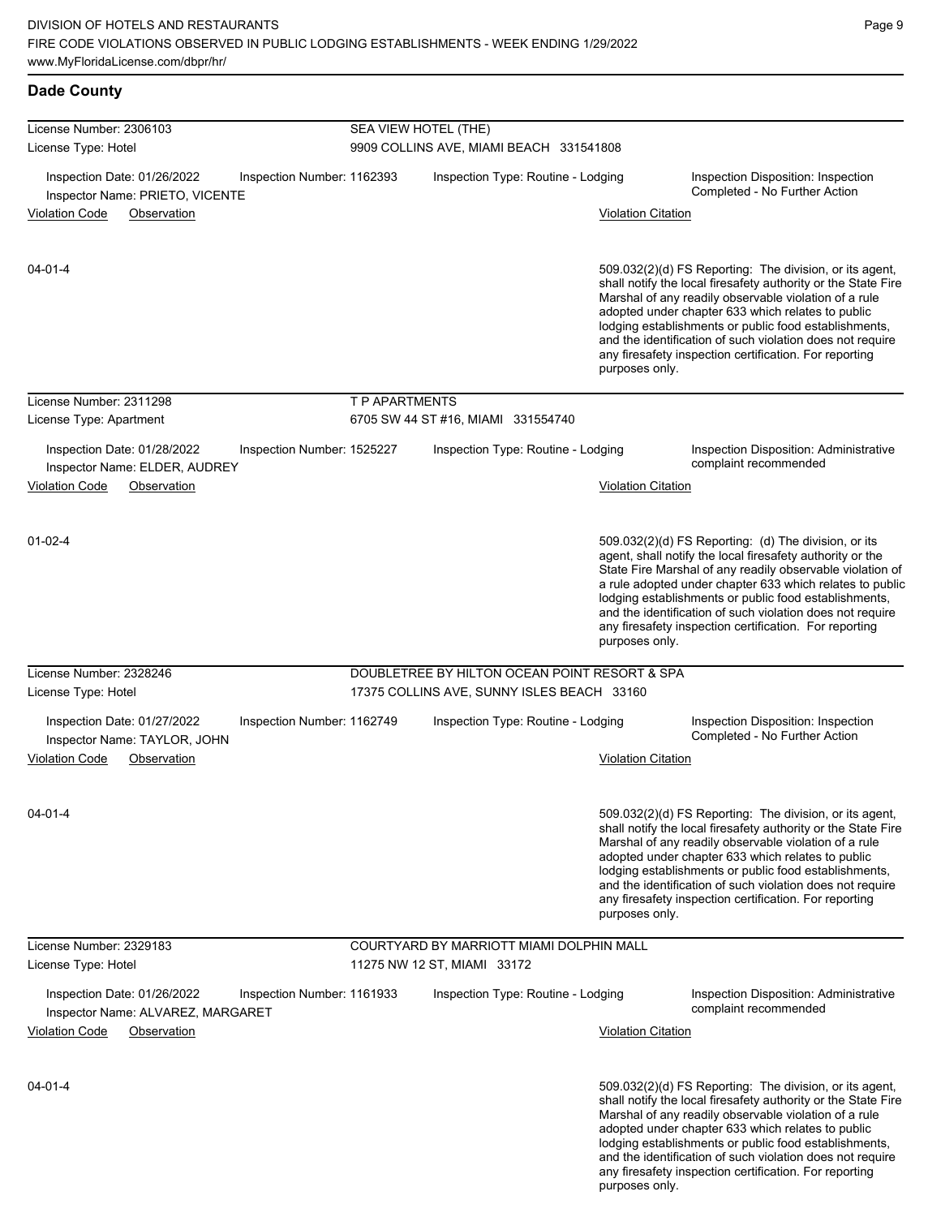## Dade County

**License Number:** 2306103
**License Type:** Hotel

**SEA VIEW HOTEL (THE)**
9909 COLLINS AVE, MIAMI BEACH 331541808

Inspection Date: 01/26/2022
Inspector Name: PRIETO, VICENTE
Inspection Number: 1162393
Inspection Type: Routine - Lodging
Inspection Disposition: Inspection Completed - No Further Action

| Violation Code | Observation | Violation Citation |
|---|---|---|
| 04-01-4 | | 509.032(2)(d) FS Reporting: The division, or its agent, shall notify the local firesafety authority or the State Fire Marshal of any readily observable violation of a rule adopted under chapter 633 which relates to public lodging establishments or public food establishments, and the identification of such violation does not require any firesafety inspection certification. For reporting purposes only. |

---

**License Number:** 2311298
**License Type:** Apartment

**T P APARTMENTS**
6705 SW 44 ST #16, MIAMI 331554740

Inspection Date: 01/28/2022
Inspector Name: ELDER, AUDREY
Inspection Number: 1525227
Inspection Type: Routine - Lodging
Inspection Disposition: Administrative complaint recommended

| Violation Code | Observation | Violation Citation |
|---|---|---|
| 01-02-4 | | 509.032(2)(d) FS Reporting: (d) The division, or its agent, shall notify the local firesafety authority or the State Fire Marshal of any readily observable violation of a rule adopted under chapter 633 which relates to public lodging establishments or public food establishments, and the identification of such violation does not require any firesafety inspection certification. For reporting purposes only. |

---

**License Number:** 2328246
**License Type:** Hotel

**DOUBLETREE BY HILTON OCEAN POINT RESORT & SPA**
17375 COLLINS AVE, SUNNY ISLES BEACH 33160

Inspection Date: 01/27/2022
Inspector Name: TAYLOR, JOHN
Inspection Number: 1162749
Inspection Type: Routine - Lodging
Inspection Disposition: Inspection Completed - No Further Action

| Violation Code | Observation | Violation Citation |
|---|---|---|
| 04-01-4 | | 509.032(2)(d) FS Reporting: The division, or its agent, shall notify the local firesafety authority or the State Fire Marshal of any readily observable violation of a rule adopted under chapter 633 which relates to public lodging establishments or public food establishments, and the identification of such violation does not require any firesafety inspection certification. For reporting purposes only. |

---

**License Number:** 2329183
**License Type:** Hotel

**COURTYARD BY MARRIOTT MIAMI DOLPHIN MALL**
11275 NW 12 ST, MIAMI 33172

Inspection Date: 01/26/2022
Inspector Name: ALVAREZ, MARGARET
Inspection Number: 1161933
Inspection Type: Routine - Lodging
Inspection Disposition: Administrative complaint recommended

| Violation Code | Observation | Violation Citation |
|---|---|---|
| 04-01-4 | | 509.032(2)(d) FS Reporting: The division, or its agent, shall notify the local firesafety authority or the State Fire Marshal of any readily observable violation of a rule adopted under chapter 633 which relates to public lodging establishments or public food establishments, and the identification of such violation does not require any firesafety inspection certification. For reporting purposes only. |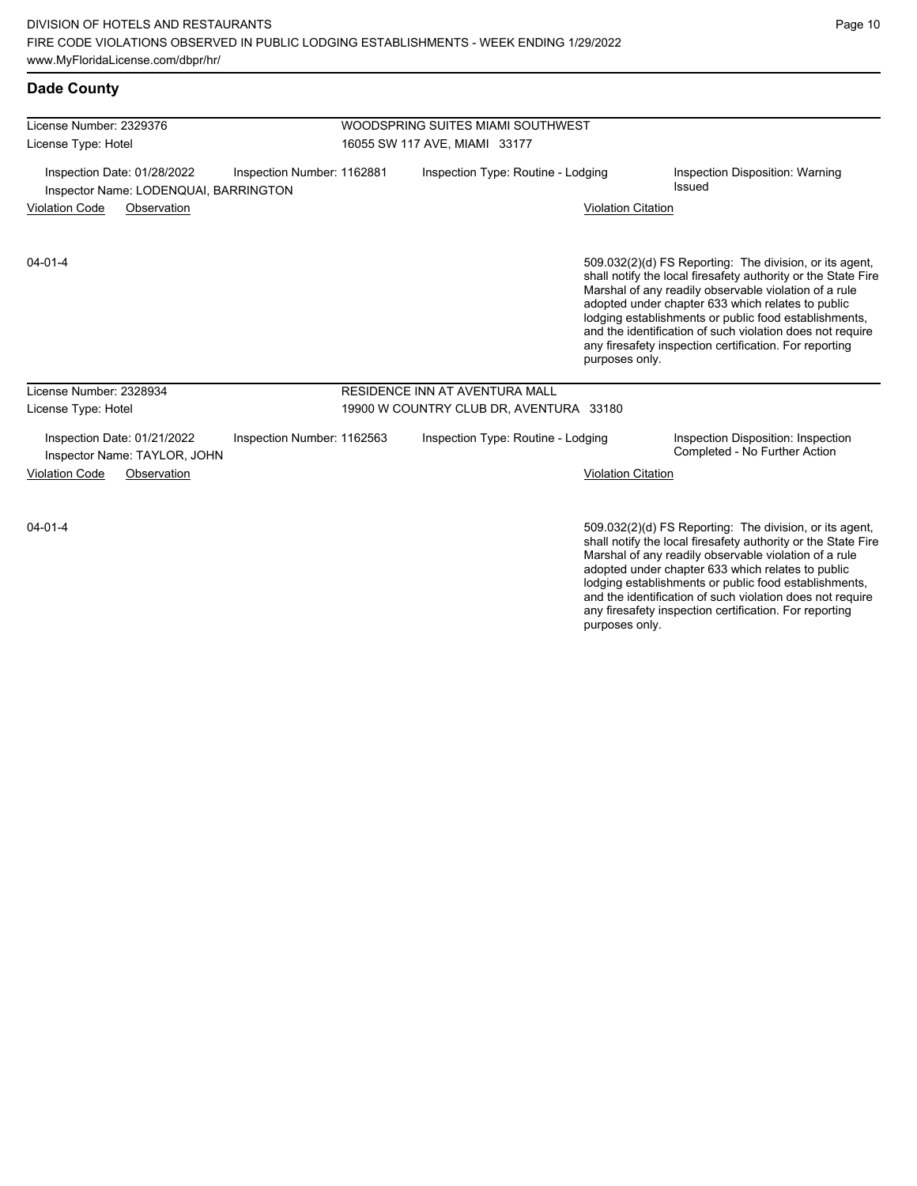## Dade County

License Number: 2329376
License Type: Hotel

WOODSPRING SUITES MIAMI SOUTHWEST
16055 SW 117 AVE, MIAMI 33177

Inspection Date: 01/28/2022
Inspector Name: LODENQUAI, BARRINGTON
Inspection Number: 1162881
Inspection Type: Routine - Lodging
Inspection Disposition: Warning Issued

| Violation Code | Observation | Violation Citation |
|---|---|---|
| 04-01-4 | | 509.032(2)(d) FS Reporting: The division, or its agent, shall notify the local firesafety authority or the State Fire Marshal of any readily observable violation of a rule adopted under chapter 633 which relates to public lodging establishments or public food establishments, and the identification of such violation does not require any firesafety inspection certification. For reporting purposes only. |

License Number: 2328934
License Type: Hotel

RESIDENCE INN AT AVENTURA MALL
19900 W COUNTRY CLUB DR, AVENTURA 33180

Inspection Date: 01/21/2022
Inspector Name: TAYLOR, JOHN
Inspection Number: 1162563
Inspection Type: Routine - Lodging
Inspection Disposition: Inspection Completed - No Further Action

| Violation Code | Observation | Violation Citation |
|---|---|---|
| 04-01-4 | | 509.032(2)(d) FS Reporting: The division, or its agent, shall notify the local firesafety authority or the State Fire Marshal of any readily observable violation of a rule adopted under chapter 633 which relates to public lodging establishments or public food establishments, and the identification of such violation does not require any firesafety inspection certification. For reporting purposes only. |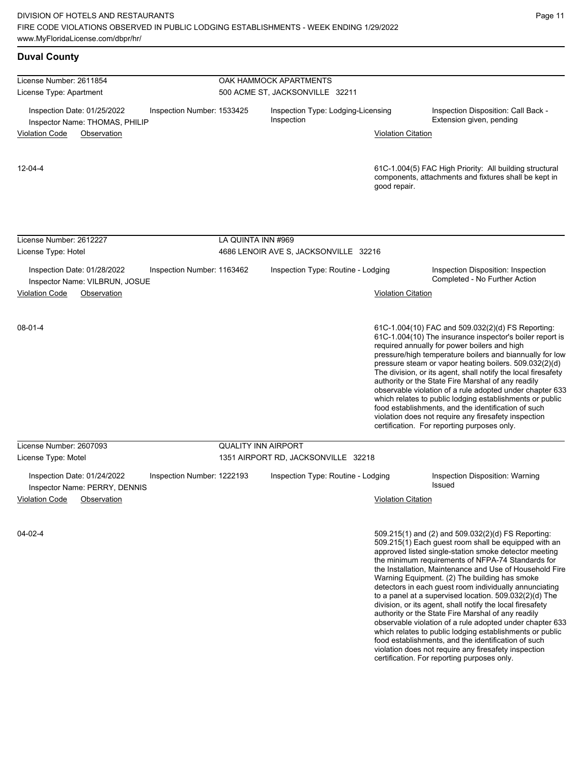## Duval County

**License Number:** 2611854
**License Type:** Apartment

**OAK HAMMOCK APARTMENTS**
500 ACME ST, JACKSONVILLE 32211

Inspection Date: 01/25/2022
Inspector Name: THOMAS, PHILIP
Inspection Number: 1533425
Inspection Type: Lodging-Licensing Inspection
Inspection Disposition: Call Back - Extension given, pending

| Violation Code | Observation | Violation Citation |
|---|---|---|
| 12-04-4 | | 61C-1.004(5) FAC High Priority: All building structural components, attachments and fixtures shall be kept in good repair. |

---

**License Number:** 2612227
**License Type:** Hotel

**LA QUINTA INN #969**
4686 LENOIR AVE S, JACKSONVILLE 32216

Inspection Date: 01/28/2022
Inspector Name: VILBRUN, JOSUE
Inspection Number: 1163462
Inspection Type: Routine - Lodging
Inspection Disposition: Inspection Completed - No Further Action

| Violation Code | Observation | Violation Citation |
|---|---|---|
| 08-01-4 | | 61C-1.004(10) FAC and 509.032(2)(d) FS Reporting: 61C-1.004(10) The insurance inspector's boiler report is required annually for power boilers and high pressure/high temperature boilers and biannually for low pressure steam or vapor heating boilers. 509.032(2)(d) The division, or its agent, shall notify the local firesafety authority or the State Fire Marshal of any readily observable violation of a rule adopted under chapter 633 which relates to public lodging establishments or public food establishments, and the identification of such violation does not require any firesafety inspection certification. For reporting purposes only. |

---

**License Number:** 2607093
**License Type:** Motel

**QUALITY INN AIRPORT**
1351 AIRPORT RD, JACKSONVILLE 32218

Inspection Date: 01/24/2022
Inspector Name: PERRY, DENNIS
Inspection Number: 1222193
Inspection Type: Routine - Lodging
Inspection Disposition: Warning Issued

| Violation Code | Observation | Violation Citation |
|---|---|---|
| 04-02-4 | | 509.215(1) and (2) and 509.032(2)(d) FS Reporting: 509.215(1) Each guest room shall be equipped with an approved listed single-station smoke detector meeting the minimum requirements of NFPA-74 Standards for the Installation, Maintenance and Use of Household Fire Warning Equipment. (2) The building has smoke detectors in each guest room individually annunciating to a panel at a supervised location. 509.032(2)(d) The division, or its agent, shall notify the local firesafety authority or the State Fire Marshal of any readily observable violation of a rule adopted under chapter 633 which relates to public lodging establishments or public food establishments, and the identification of such violation does not require any firesafety inspection certification. For reporting purposes only. |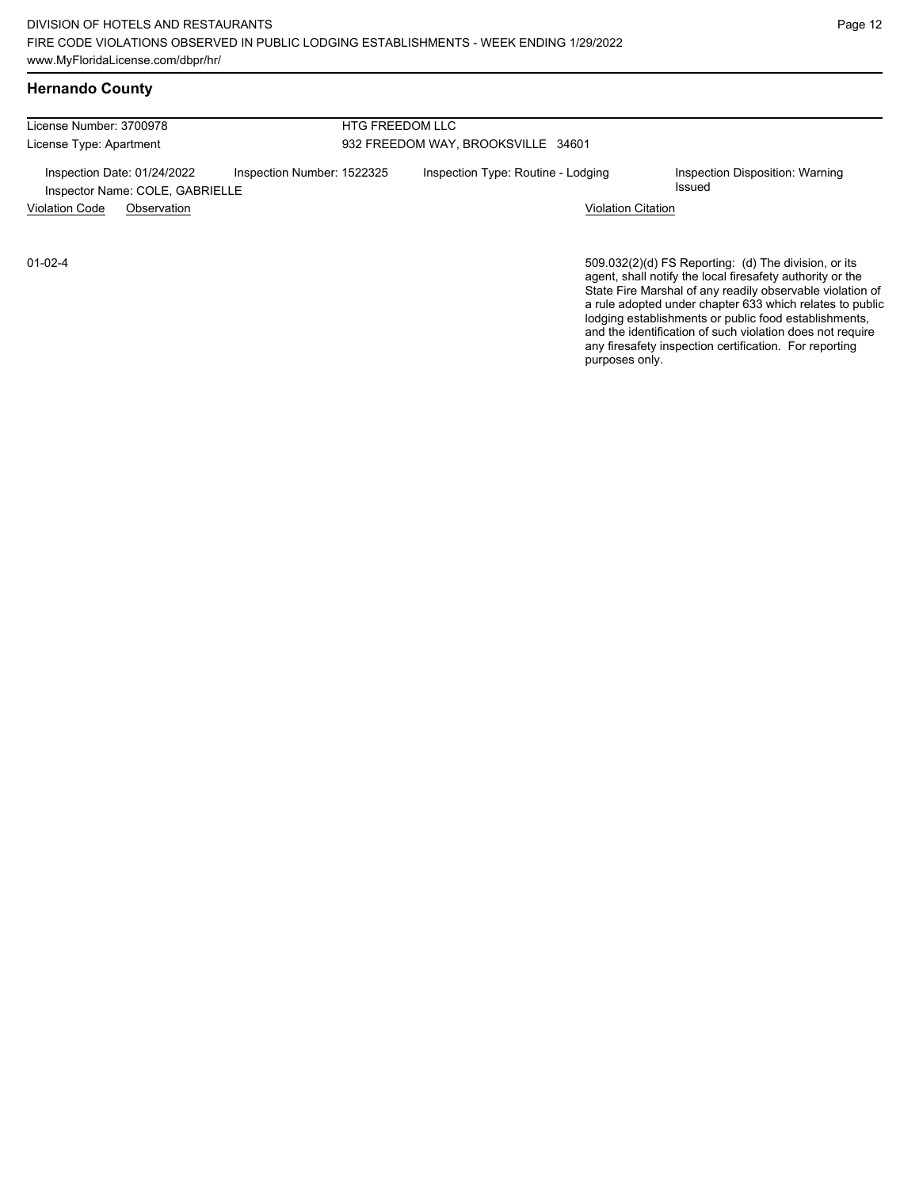## Hernando County

License Number: 3700978

License Type: Apartment

HTG FREEDOM LLC

932 FREEDOM WAY, BROOKSVILLE 34601

Inspection Date: 01/24/2022

Inspection Number: 1522325

Inspection Type: Routine - Lodging

Inspection Disposition: Warning Issued

Inspector Name: COLE, GABRIELLE

| Violation Code | Observation | Violation Citation |
|---|---|---|
| 01-02-4 | | 509.032(2)(d) FS Reporting: (d) The division, or its agent, shall notify the local firesafety authority or the State Fire Marshal of any readily observable violation of a rule adopted under chapter 633 which relates to public lodging establishments or public food establishments, and the identification of such violation does not require any firesafety inspection certification. For reporting purposes only. |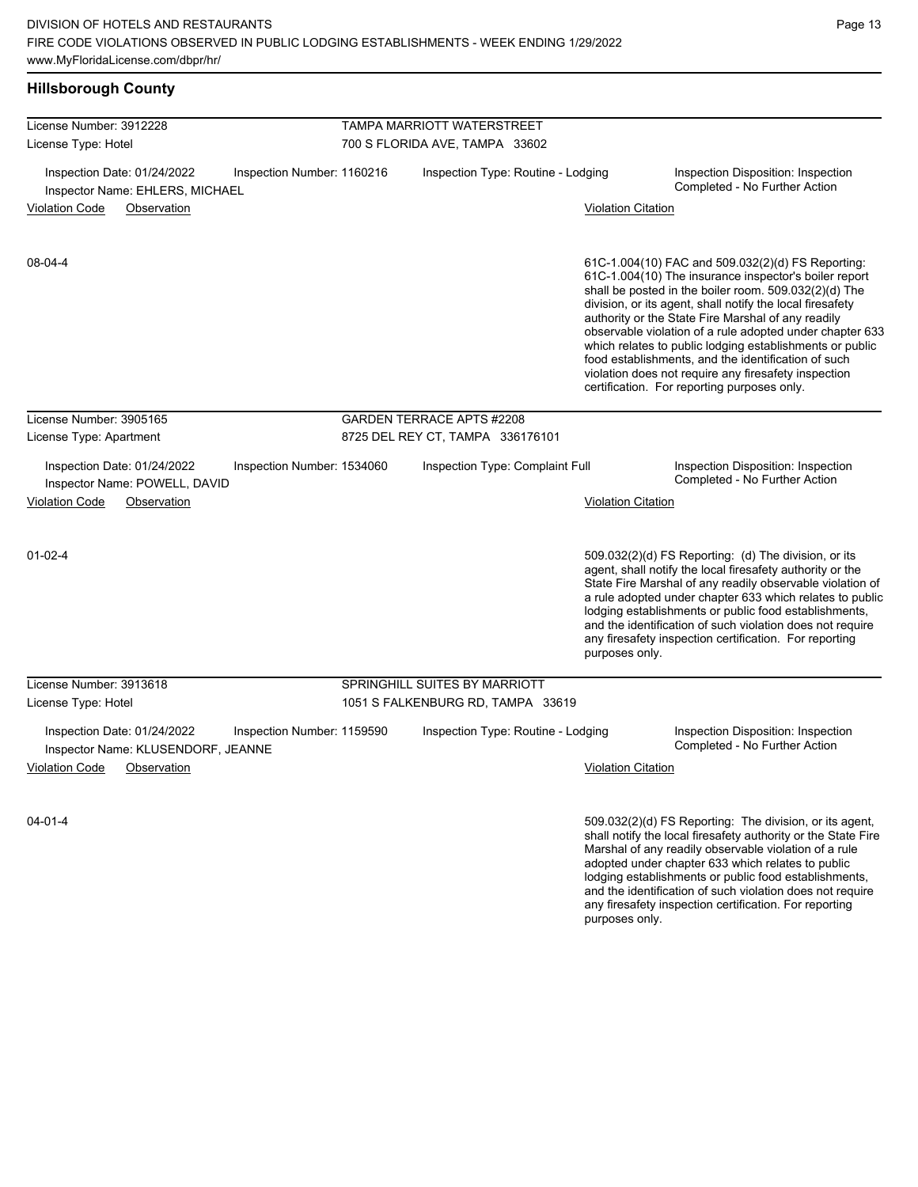## Hillsborough County

License Number: 3912228
License Type: Hotel

TAMPA MARRIOTT WATERSTREET
700 S FLORIDA AVE, TAMPA 33602

Inspection Date: 01/24/2022
Inspection Number: 1160216
Inspection Type: Routine - Lodging
Inspection Disposition: Inspection Completed - No Further Action
Inspector Name: EHLERS, MICHAEL

| Violation Code | Observation | Violation Citation |
|---|---|---|
| 08-04-4 | | 61C-1.004(10) FAC and 509.032(2)(d) FS Reporting: 61C-1.004(10) The insurance inspector's boiler report shall be posted in the boiler room. 509.032(2)(d) The division, or its agent, shall notify the local firesafety authority or the State Fire Marshal of any readily observable violation of a rule adopted under chapter 633 which relates to public lodging establishments or public food establishments, and the identification of such violation does not require any firesafety inspection certification. For reporting purposes only. |

License Number: 3905165
License Type: Apartment

GARDEN TERRACE APTS #2208
8725 DEL REY CT, TAMPA 336176101

Inspection Date: 01/24/2022
Inspection Number: 1534060
Inspection Type: Complaint Full
Inspection Disposition: Inspection Completed - No Further Action
Inspector Name: POWELL, DAVID

| Violation Code | Observation | Violation Citation |
|---|---|---|
| 01-02-4 | | 509.032(2)(d) FS Reporting: (d) The division, or its agent, shall notify the local firesafety authority or the State Fire Marshal of any readily observable violation of a rule adopted under chapter 633 which relates to public lodging establishments or public food establishments, and the identification of such violation does not require any firesafety inspection certification. For reporting purposes only. |

License Number: 3913618
License Type: Hotel

SPRINGHILL SUITES BY MARRIOTT
1051 S FALKENBURG RD, TAMPA 33619

Inspection Date: 01/24/2022
Inspection Number: 1159590
Inspection Type: Routine - Lodging
Inspection Disposition: Inspection Completed - No Further Action
Inspector Name: KLUSENDORF, JEANNE

| Violation Code | Observation | Violation Citation |
|---|---|---|
| 04-01-4 | | 509.032(2)(d) FS Reporting: The division, or its agent, shall notify the local firesafety authority or the State Fire Marshal of any readily observable violation of a rule adopted under chapter 633 which relates to public lodging establishments or public food establishments, and the identification of such violation does not require any firesafety inspection certification. For reporting purposes only. |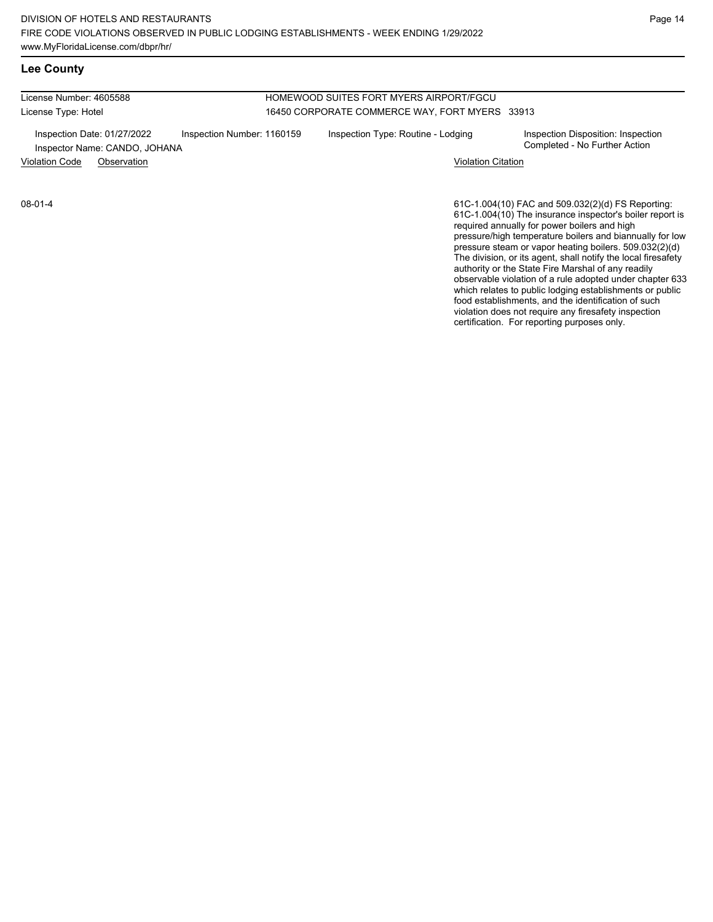## Lee County

License Number: 4605588

License Type: Hotel

HOMEWOOD SUITES FORT MYERS AIRPORT/FGCU

16450 CORPORATE COMMERCE WAY, FORT MYERS 33913

Inspection Date: 01/27/2022

Inspection Number: 1160159

Inspection Type: Routine - Lodging

Inspection Disposition: Inspection Completed - No Further Action

Inspector Name: CANDO, JOHANA

| Violation Code | Observation | Violation Citation |
|---|---|---|
| 08-01-4 | | 61C-1.004(10) FAC and 509.032(2)(d) FS Reporting: 61C-1.004(10) The insurance inspector's boiler report is required annually for power boilers and high pressure/high temperature boilers and biannually for low pressure steam or vapor heating boilers. 509.032(2)(d) The division, or its agent, shall notify the local firesafety authority or the State Fire Marshal of any readily observable violation of a rule adopted under chapter 633 which relates to public lodging establishments or public food establishments, and the identification of such violation does not require any firesafety inspection certification. For reporting purposes only. |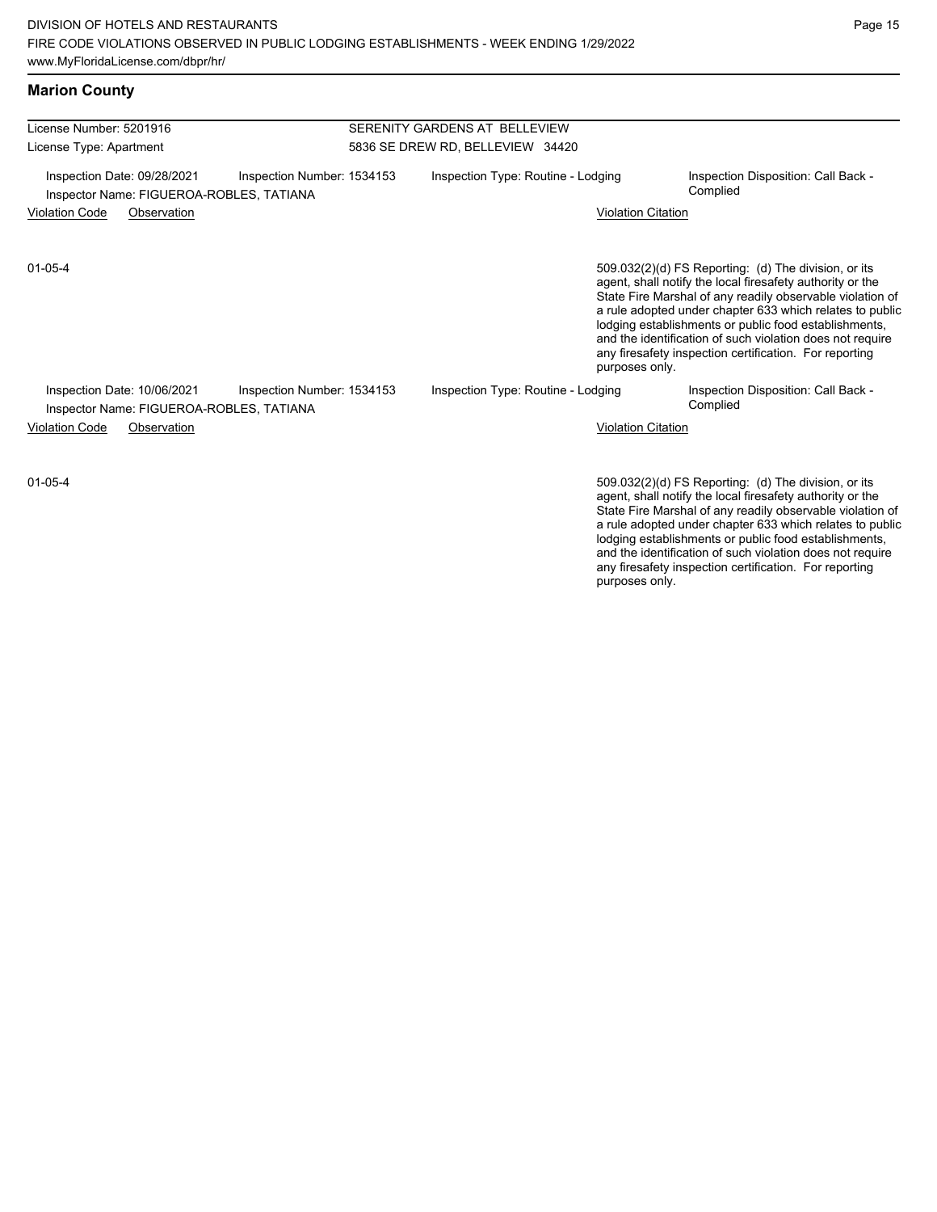## Marion County

License Number: 5201916
License Type: Apartment

SERENITY GARDENS AT BELLEVIEW
5836 SE DREW RD, BELLEVIEW 34420

Inspection Date: 09/28/2021 | Inspection Number: 1534153 | Inspection Type: Routine - Lodging | Inspection Disposition: Call Back - Complied

Inspector Name: FIGUEROA-ROBLES, TATIANA

| Violation Code | Observation | Violation Citation |
|---|---|---|
| 01-05-4 | | 509.032(2)(d) FS Reporting: (d) The division, or its agent, shall notify the local firesafety authority or the State Fire Marshal of any readily observable violation of a rule adopted under chapter 633 which relates to public lodging establishments or public food establishments, and the identification of such violation does not require any firesafety inspection certification. For reporting purposes only. |

Inspection Date: 10/06/2021 | Inspection Number: 1534153 | Inspection Type: Routine - Lodging | Inspection Disposition: Call Back - Complied

Inspector Name: FIGUEROA-ROBLES, TATIANA

| Violation Code | Observation | Violation Citation |
|---|---|---|
| 01-05-4 | | 509.032(2)(d) FS Reporting: (d) The division, or its agent, shall notify the local firesafety authority or the State Fire Marshal of any readily observable violation of a rule adopted under chapter 633 which relates to public lodging establishments or public food establishments, and the identification of such violation does not require any firesafety inspection certification. For reporting purposes only. |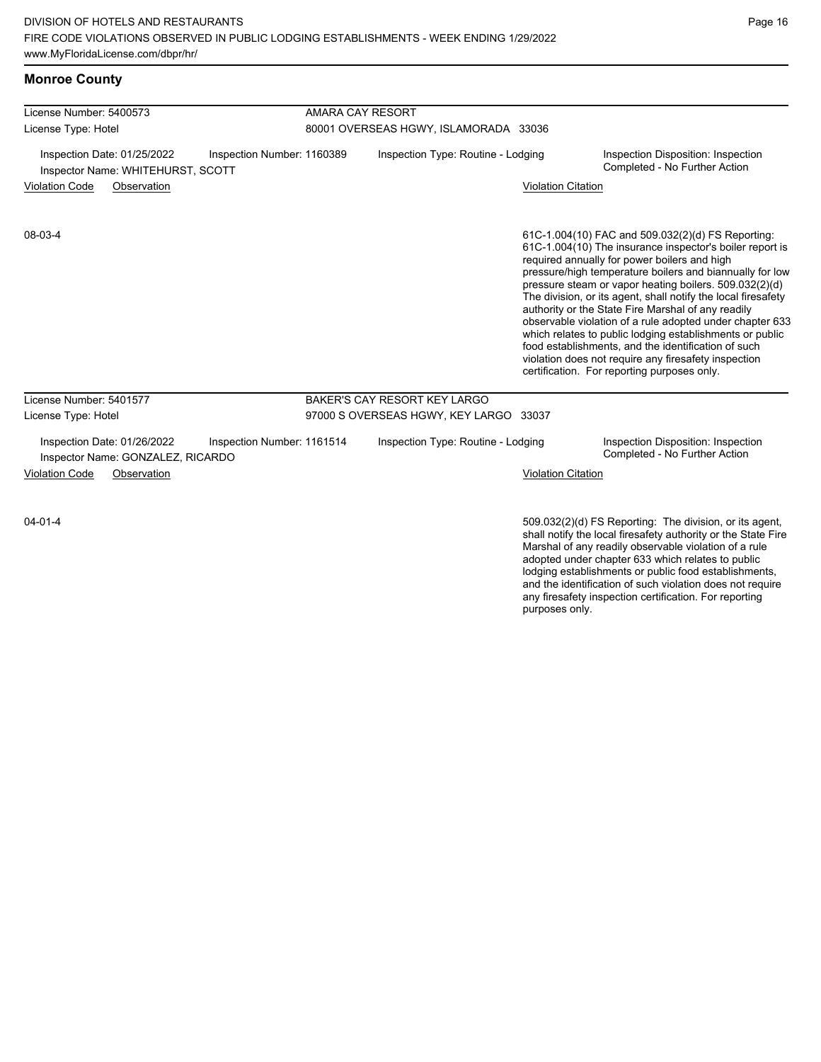## Monroe County

| | | | |
|---|---|---|---|
| License Number: 5400573 | | AMARA CAY RESORT | |
| License Type: Hotel | | 80001 OVERSEAS HGWY, ISLAMORADA 33036 | |
| Inspection Date: 01/25/2022 | Inspection Number: 1160389 | Inspection Type: Routine - Lodging | Inspection Disposition: Inspection Completed - No Further Action |
| Inspector Name: WHITEHURST, SCOTT | | | |
| Violation Code | Observation | | Violation Citation |
| 08-03-4 | | | 61C-1.004(10) FAC and 509.032(2)(d) FS Reporting: 61C-1.004(10) The insurance inspector's boiler report is required annually for power boilers and high pressure/high temperature boilers and biannually for low pressure steam or vapor heating boilers. 509.032(2)(d) The division, or its agent, shall notify the local firesafety authority or the State Fire Marshal of any readily observable violation of a rule adopted under chapter 633 which relates to public lodging establishments or public food establishments, and the identification of such violation does not require any firesafety inspection certification. For reporting purposes only. |

| | | | |
|---|---|---|---|
| License Number: 5401577 | | BAKER'S CAY RESORT KEY LARGO | |
| License Type: Hotel | | 97000 S OVERSEAS HGWY, KEY LARGO 33037 | |
| Inspection Date: 01/26/2022 | Inspection Number: 1161514 | Inspection Type: Routine - Lodging | Inspection Disposition: Inspection Completed - No Further Action |
| Inspector Name: GONZALEZ, RICARDO | | | |
| Violation Code | Observation | | Violation Citation |
| 04-01-4 | | | 509.032(2)(d) FS Reporting: The division, or its agent, shall notify the local firesafety authority or the State Fire Marshal of any readily observable violation of a rule adopted under chapter 633 which relates to public lodging establishments or public food establishments, and the identification of such violation does not require any firesafety inspection certification. For reporting purposes only. |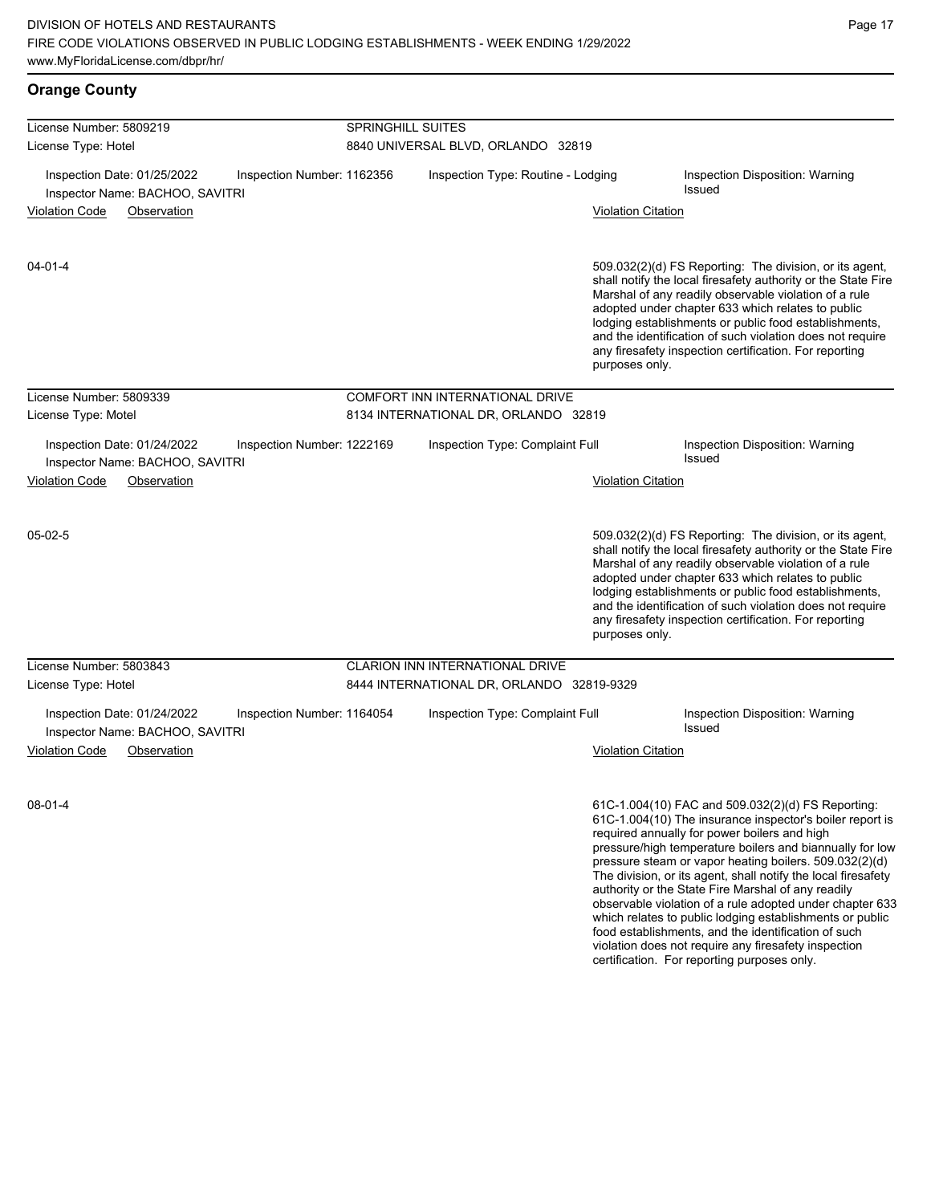## Orange County

**License Number:** 5809219 — **SPRINGHILL SUITES**
**License Type:** Hotel — 8840 UNIVERSAL BLVD, ORLANDO 32819

Inspection Date: 01/25/2022 | Inspection Number: 1162356 | Inspection Type: Routine - Lodging | Inspection Disposition: Warning Issued
Inspector Name: BACHOO, SAVITRI

| Violation Code | Observation | Violation Citation |
| --- | --- | --- |
| 04-01-4 | | 509.032(2)(d) FS Reporting: The division, or its agent, shall notify the local firesafety authority or the State Fire Marshal of any readily observable violation of a rule adopted under chapter 633 which relates to public lodging establishments or public food establishments, and the identification of such violation does not require any firesafety inspection certification. For reporting purposes only. |

**License Number:** 5809339 — **COMFORT INN INTERNATIONAL DRIVE**
**License Type:** Motel — 8134 INTERNATIONAL DR, ORLANDO 32819

Inspection Date: 01/24/2022 | Inspection Number: 1222169 | Inspection Type: Complaint Full | Inspection Disposition: Warning Issued
Inspector Name: BACHOO, SAVITRI

| Violation Code | Observation | Violation Citation |
| --- | --- | --- |
| 05-02-5 | | 509.032(2)(d) FS Reporting: The division, or its agent, shall notify the local firesafety authority or the State Fire Marshal of any readily observable violation of a rule adopted under chapter 633 which relates to public lodging establishments or public food establishments, and the identification of such violation does not require any firesafety inspection certification. For reporting purposes only. |

**License Number:** 5803843 — **CLARION INN INTERNATIONAL DRIVE**
**License Type:** Hotel — 8444 INTERNATIONAL DR, ORLANDO 32819-9329

Inspection Date: 01/24/2022 | Inspection Number: 1164054 | Inspection Type: Complaint Full | Inspection Disposition: Warning Issued
Inspector Name: BACHOO, SAVITRI

| Violation Code | Observation | Violation Citation |
| --- | --- | --- |
| 08-01-4 | | 61C-1.004(10) FAC and 509.032(2)(d) FS Reporting: 61C-1.004(10) The insurance inspector's boiler report is required annually for power boilers and high pressure/high temperature boilers and biannually for low pressure steam or vapor heating boilers. 509.032(2)(d) The division, or its agent, shall notify the local firesafety authority or the State Fire Marshal of any readily observable violation of a rule adopted under chapter 633 which relates to public lodging establishments or public food establishments, and the identification of such violation does not require any firesafety inspection certification. For reporting purposes only. |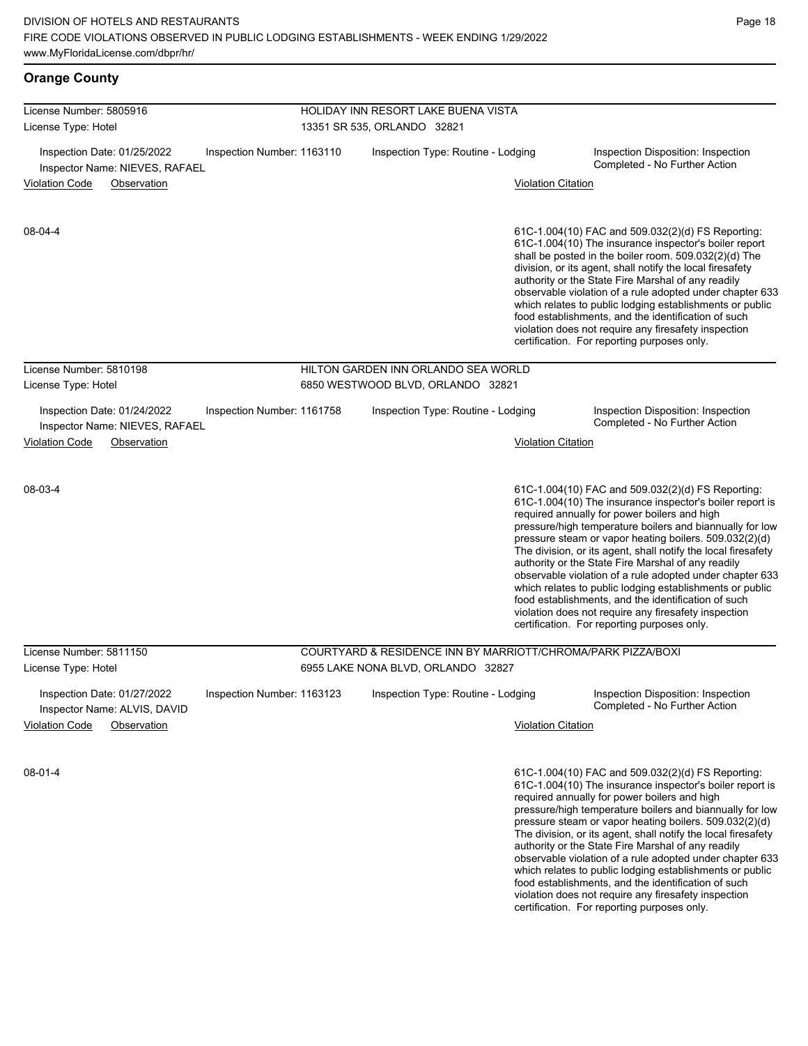## Orange County

**License Number:** 5805916
**License Type:** Hotel

**HOLIDAY INN RESORT LAKE BUENA VISTA**
13351 SR 535, ORLANDO 32821

Inspection Date: 01/25/2022
Inspector Name: NIEVES, RAFAEL
Inspection Number: 1163110
Inspection Type: Routine - Lodging
Inspection Disposition: Inspection Completed - No Further Action

| Violation Code | Observation | Violation Citation |
| --- | --- | --- |
| 08-04-4 | | 61C-1.004(10) FAC and 509.032(2)(d) FS Reporting: 61C-1.004(10) The insurance inspector's boiler report shall be posted in the boiler room. 509.032(2)(d) The division, or its agent, shall notify the local firesafety authority or the State Fire Marshal of any readily observable violation of a rule adopted under chapter 633 which relates to public lodging establishments or public food establishments, and the identification of such violation does not require any firesafety inspection certification. For reporting purposes only. |

---

**License Number:** 5810198
**License Type:** Hotel

**HILTON GARDEN INN ORLANDO SEA WORLD**
6850 WESTWOOD BLVD, ORLANDO 32821

Inspection Date: 01/24/2022
Inspector Name: NIEVES, RAFAEL
Inspection Number: 1161758
Inspection Type: Routine - Lodging
Inspection Disposition: Inspection Completed - No Further Action

| Violation Code | Observation | Violation Citation |
| --- | --- | --- |
| 08-03-4 | | 61C-1.004(10) FAC and 509.032(2)(d) FS Reporting: 61C-1.004(10) The insurance inspector's boiler report is required annually for power boilers and high pressure/high temperature boilers and biannually for low pressure steam or vapor heating boilers. 509.032(2)(d) The division, or its agent, shall notify the local firesafety authority or the State Fire Marshal of any readily observable violation of a rule adopted under chapter 633 which relates to public lodging establishments or public food establishments, and the identification of such violation does not require any firesafety inspection certification. For reporting purposes only. |

---

**License Number:** 5811150
**License Type:** Hotel

**COURTYARD & RESIDENCE INN BY MARRIOTT/CHROMA/PARK PIZZA/BOXI**
6955 LAKE NONA BLVD, ORLANDO 32827

Inspection Date: 01/27/2022
Inspector Name: ALVIS, DAVID
Inspection Number: 1163123
Inspection Type: Routine - Lodging
Inspection Disposition: Inspection Completed - No Further Action

| Violation Code | Observation | Violation Citation |
| --- | --- | --- |
| 08-01-4 | | 61C-1.004(10) FAC and 509.032(2)(d) FS Reporting: 61C-1.004(10) The insurance inspector's boiler report is required annually for power boilers and high pressure/high temperature boilers and biannually for low pressure steam or vapor heating boilers. 509.032(2)(d) The division, or its agent, shall notify the local firesafety authority or the State Fire Marshal of any readily observable violation of a rule adopted under chapter 633 which relates to public lodging establishments or public food establishments, and the identification of such violation does not require any firesafety inspection certification. For reporting purposes only. |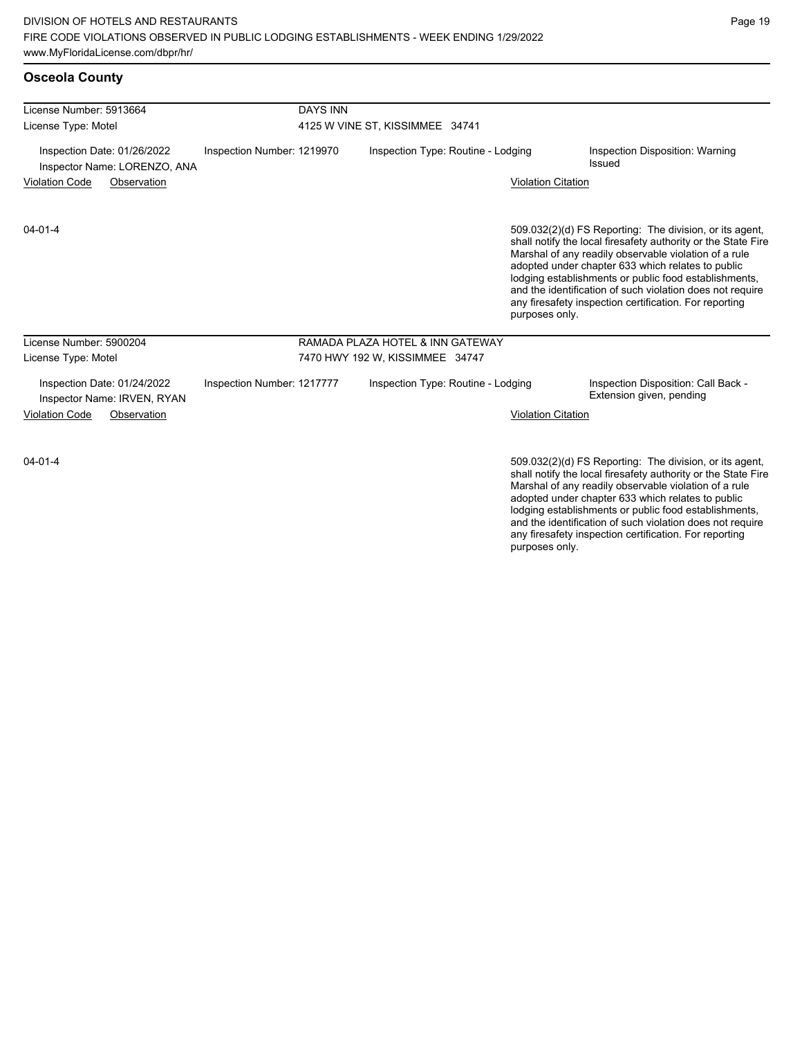## Osceola County

| | | | |
|---|---|---|---|
| License Number: 5913664 | DAYS INN | | |
| License Type: Motel | 4125 W VINE ST, KISSIMMEE 34741 | | |
| Inspection Date: 01/26/2022<br>Inspector Name: LORENZO, ANA | Inspection Number: 1219970 | Inspection Type: Routine - Lodging | Inspection Disposition: Warning Issued |

| Violation Code | Observation | Violation Citation |
|---|---|---|
| 04-01-4 | | 509.032(2)(d) FS Reporting: The division, or its agent, shall notify the local firesafety authority or the State Fire Marshal of any readily observable violation of a rule adopted under chapter 633 which relates to public lodging establishments or public food establishments, and the identification of such violation does not require any firesafety inspection certification. For reporting purposes only. |

| | | | |
|---|---|---|---|
| License Number: 5900204 | RAMADA PLAZA HOTEL & INN GATEWAY | | |
| License Type: Motel | 7470 HWY 192 W, KISSIMMEE 34747 | | |
| Inspection Date: 01/24/2022<br>Inspector Name: IRVEN, RYAN | Inspection Number: 1217777 | Inspection Type: Routine - Lodging | Inspection Disposition: Call Back - Extension given, pending |

| Violation Code | Observation | Violation Citation |
|---|---|---|
| 04-01-4 | | 509.032(2)(d) FS Reporting: The division, or its agent, shall notify the local firesafety authority or the State Fire Marshal of any readily observable violation of a rule adopted under chapter 633 which relates to public lodging establishments or public food establishments, and the identification of such violation does not require any firesafety inspection certification. For reporting purposes only. |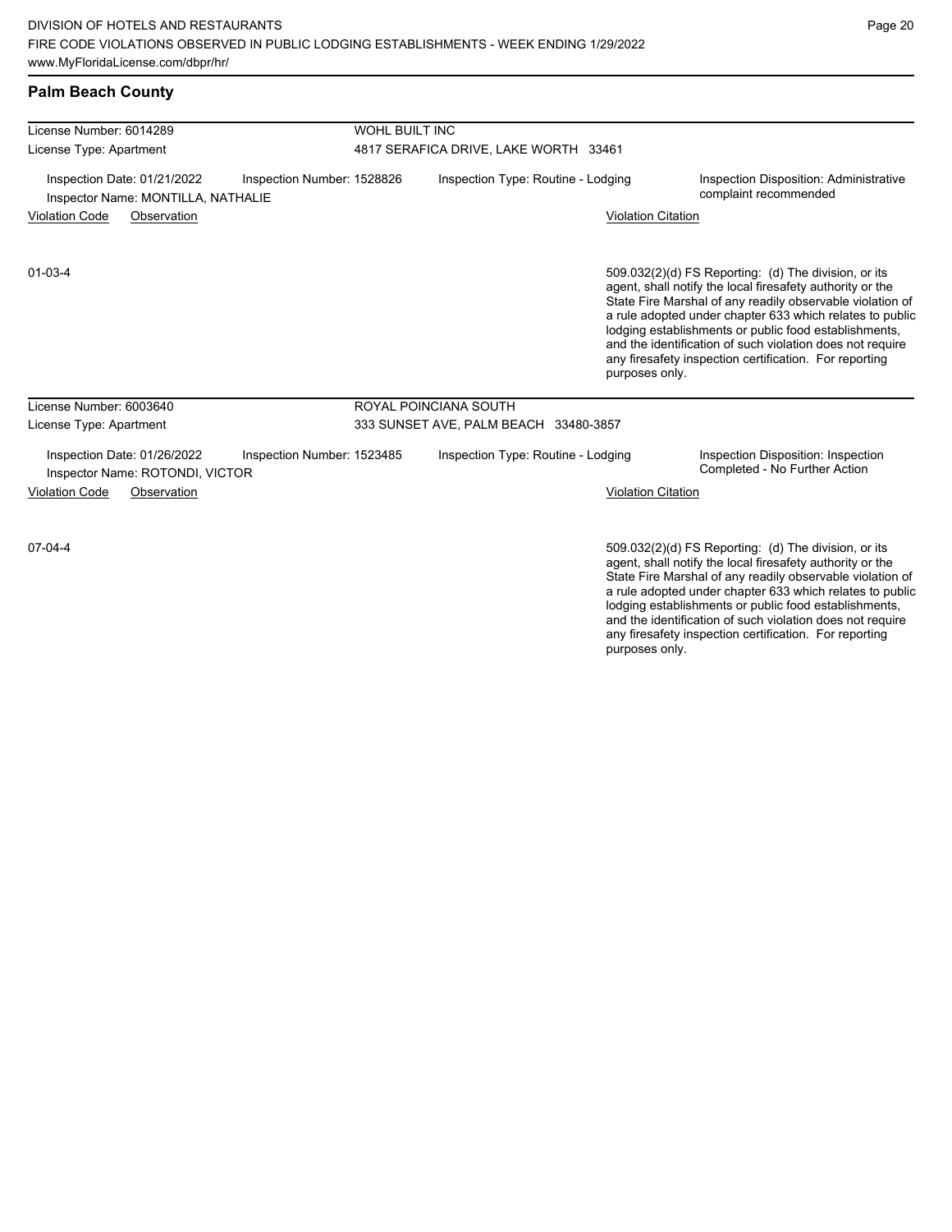## Palm Beach County

License Number: 6014289 — WOHL BUILT INC
License Type: Apartment — 4817 SERAFICA DRIVE, LAKE WORTH 33461

Inspection Date: 01/21/2022 | Inspection Number: 1528826 | Inspection Type: Routine - Lodging | Inspection Disposition: Administrative complaint recommended
Inspector Name: MONTILLA, NATHALIE

| Violation Code | Observation | Violation Citation |
|---|---|---|
| 01-03-4 | | 509.032(2)(d) FS Reporting: (d) The division, or its agent, shall notify the local firesafety authority or the State Fire Marshal of any readily observable violation of a rule adopted under chapter 633 which relates to public lodging establishments or public food establishments, and the identification of such violation does not require any firesafety inspection certification. For reporting purposes only. |

License Number: 6003640 — ROYAL POINCIANA SOUTH
License Type: Apartment — 333 SUNSET AVE, PALM BEACH 33480-3857

Inspection Date: 01/26/2022 | Inspection Number: 1523485 | Inspection Type: Routine - Lodging | Inspection Disposition: Inspection Completed - No Further Action
Inspector Name: ROTONDI, VICTOR

| Violation Code | Observation | Violation Citation |
|---|---|---|
| 07-04-4 | | 509.032(2)(d) FS Reporting: (d) The division, or its agent, shall notify the local firesafety authority or the State Fire Marshal of any readily observable violation of a rule adopted under chapter 633 which relates to public lodging establishments or public food establishments, and the identification of such violation does not require any firesafety inspection certification. For reporting purposes only. |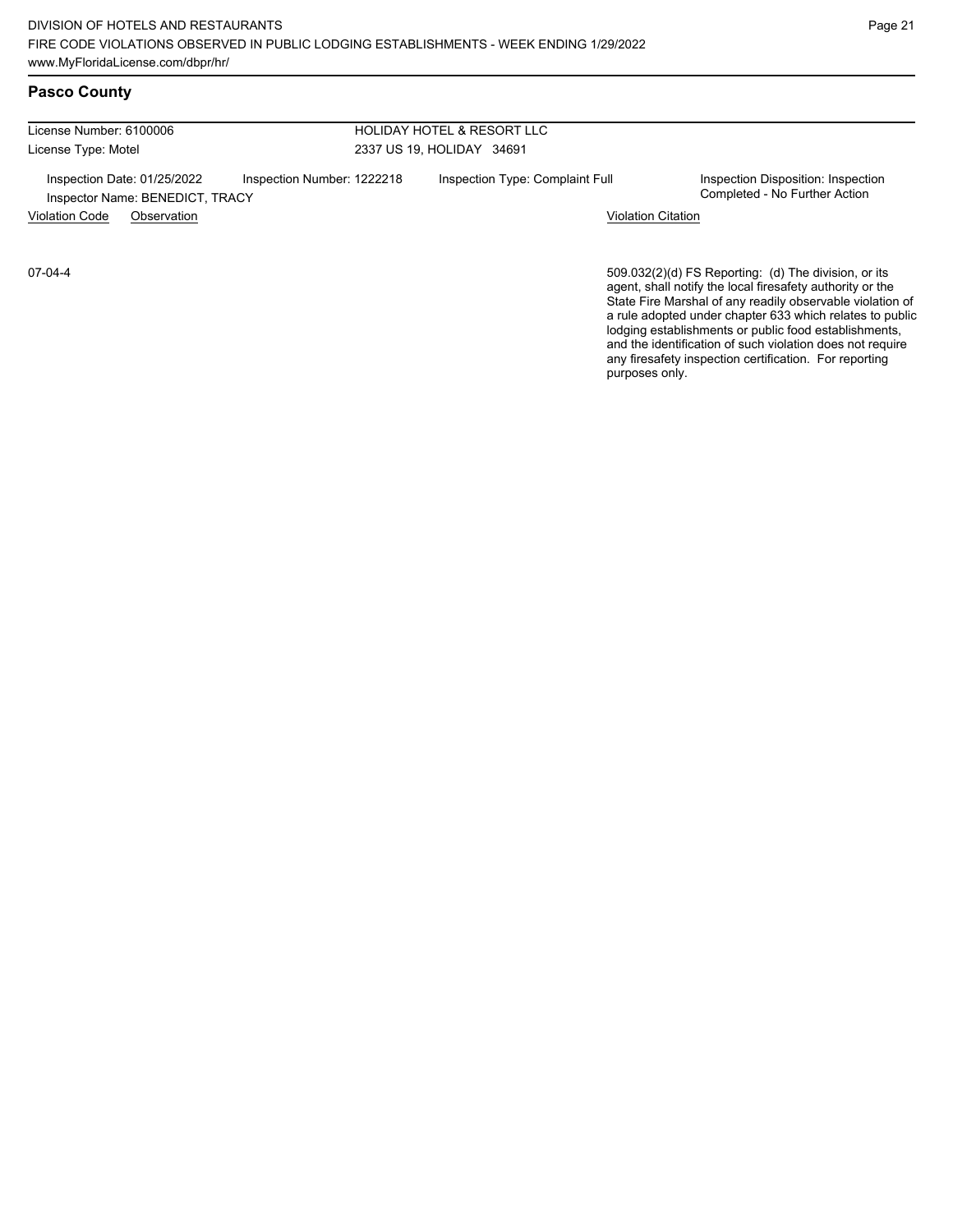## Pasco County

| | |
|---|---|
| License Number: 6100006 | HOLIDAY HOTEL & RESORT LLC |
| License Type: Motel | 2337 US 19, HOLIDAY 34691 |

Inspection Date: 01/25/2022 | Inspection Number: 1222218 | Inspection Type: Complaint Full | Inspection Disposition: Inspection Completed - No Further Action

Inspector Name: BENEDICT, TRACY

| Violation Code | Observation | Violation Citation |
|---|---|---|
| 07-04-4 | | 509.032(2)(d) FS Reporting: (d) The division, or its agent, shall notify the local firesafety authority or the State Fire Marshal of any readily observable violation of a rule adopted under chapter 633 which relates to public lodging establishments or public food establishments, and the identification of such violation does not require any firesafety inspection certification. For reporting purposes only. |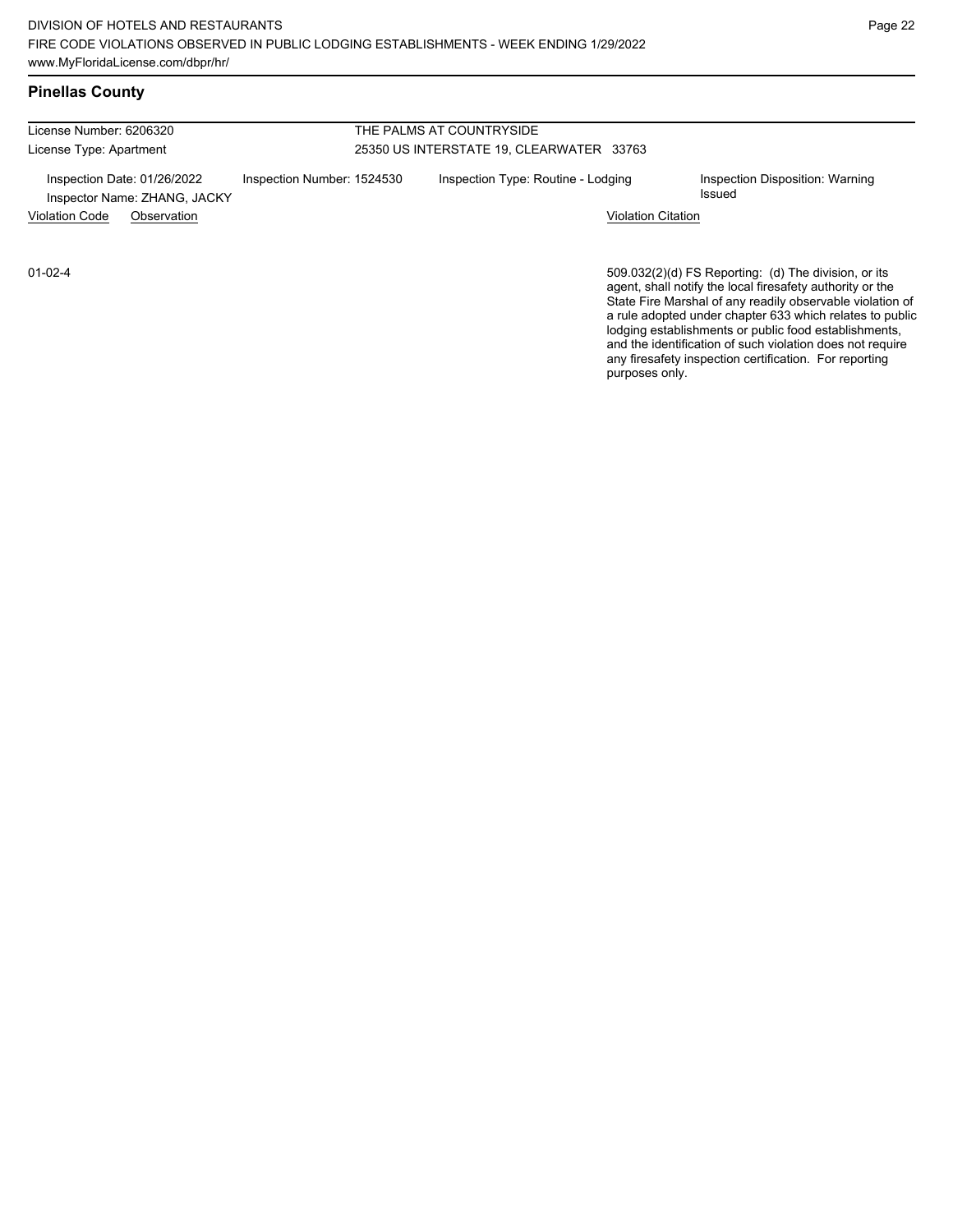## Pinellas County

License Number: 6206320

License Type: Apartment

THE PALMS AT COUNTRYSIDE

25350 US INTERSTATE 19, CLEARWATER 33763

Inspection Date: 01/26/2022

Inspector Name: ZHANG, JACKY

Inspection Number: 1524530

Inspection Type: Routine - Lodging

Inspection Disposition: Warning Issued

| Violation Code | Observation | Violation Citation |
|---|---|---|
| 01-02-4 | | 509.032(2)(d) FS Reporting: (d) The division, or its agent, shall notify the local firesafety authority or the State Fire Marshal of any readily observable violation of a rule adopted under chapter 633 which relates to public lodging establishments or public food establishments, and the identification of such violation does not require any firesafety inspection certification. For reporting purposes only. |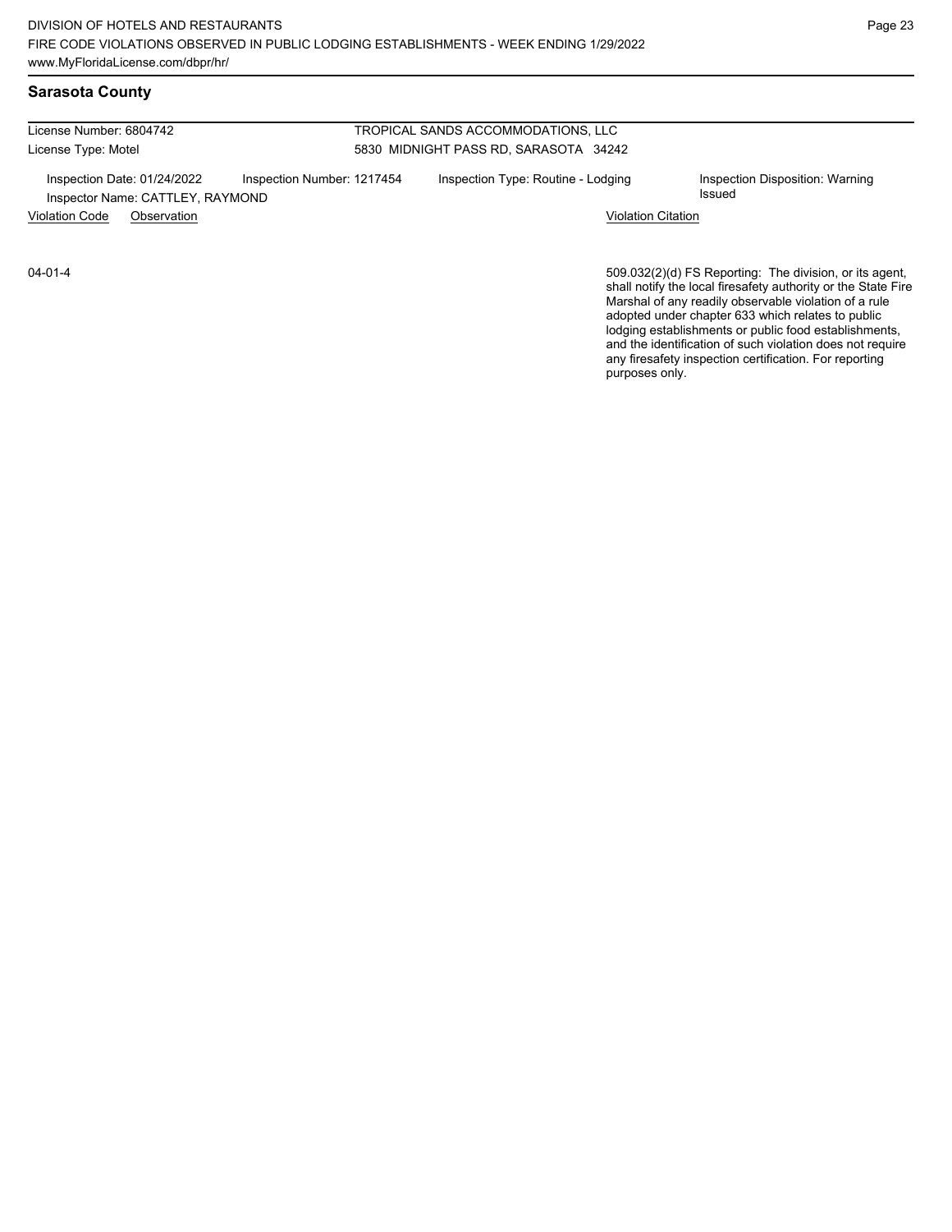## Sarasota County

License Number: 6804742
License Type: Motel

TROPICAL SANDS ACCOMMODATIONS, LLC
5830 MIDNIGHT PASS RD, SARASOTA 34242

Inspection Date: 01/24/2022
Inspector Name: CATTLEY, RAYMOND

Inspection Number: 1217454

Inspection Type: Routine - Lodging

Inspection Disposition: Warning Issued

| Violation Code | Observation | Violation Citation |
|---|---|---|
| 04-01-4 | | 509.032(2)(d) FS Reporting: The division, or its agent, shall notify the local firesafety authority or the State Fire Marshal of any readily observable violation of a rule adopted under chapter 633 which relates to public lodging establishments or public food establishments, and the identification of such violation does not require any firesafety inspection certification. For reporting purposes only. |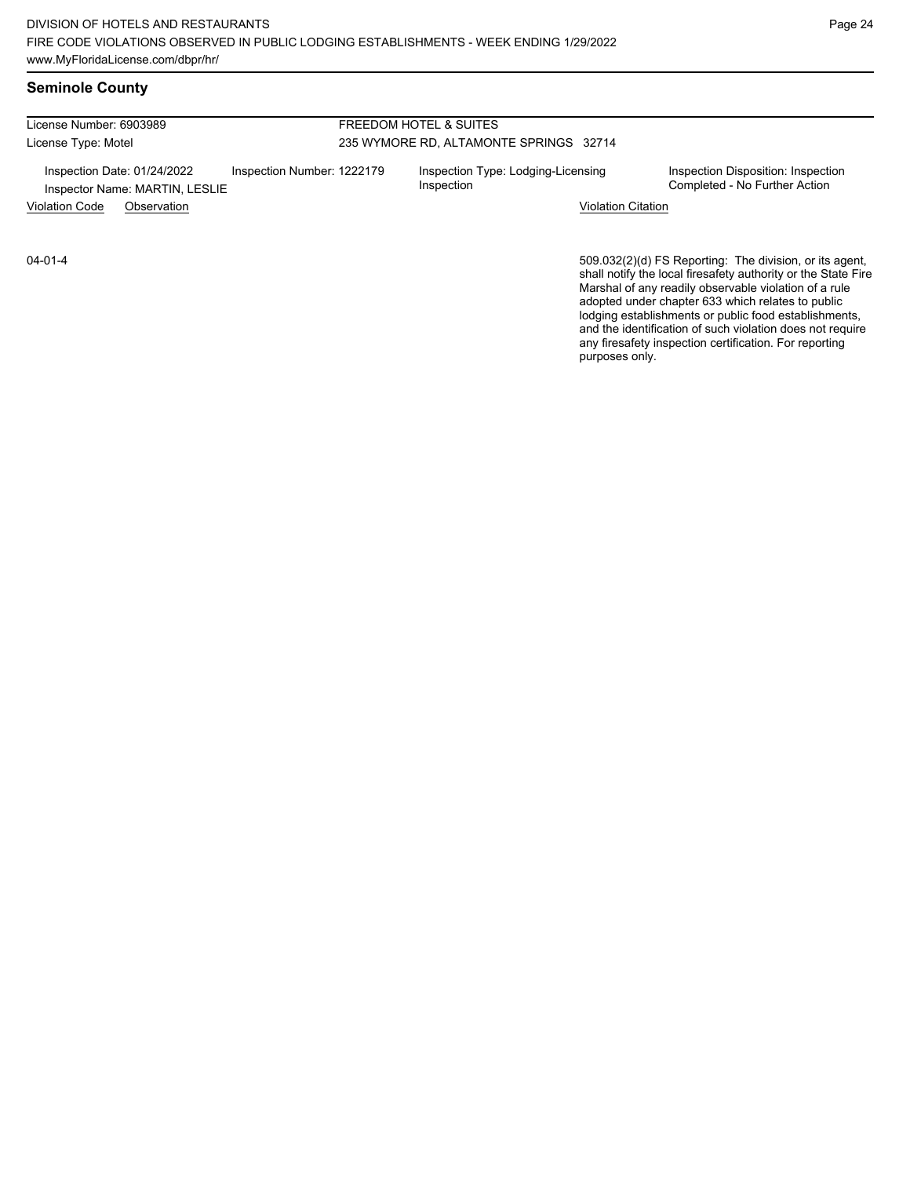## Seminole County

License Number: 6903989
License Type: Motel

FREEDOM HOTEL & SUITES
235 WYMORE RD, ALTAMONTE SPRINGS 32714

Inspection Date: 01/24/2022
Inspector Name: MARTIN, LESLIE

Inspection Number: 1222179

Inspection Type: Lodging-Licensing Inspection

Inspection Disposition: Inspection Completed - No Further Action

| Violation Code | Observation | Violation Citation |
|---|---|---|
| 04-01-4 | | 509.032(2)(d) FS Reporting: The division, or its agent, shall notify the local firesafety authority or the State Fire Marshal of any readily observable violation of a rule adopted under chapter 633 which relates to public lodging establishments or public food establishments, and the identification of such violation does not require any firesafety inspection certification. For reporting purposes only. |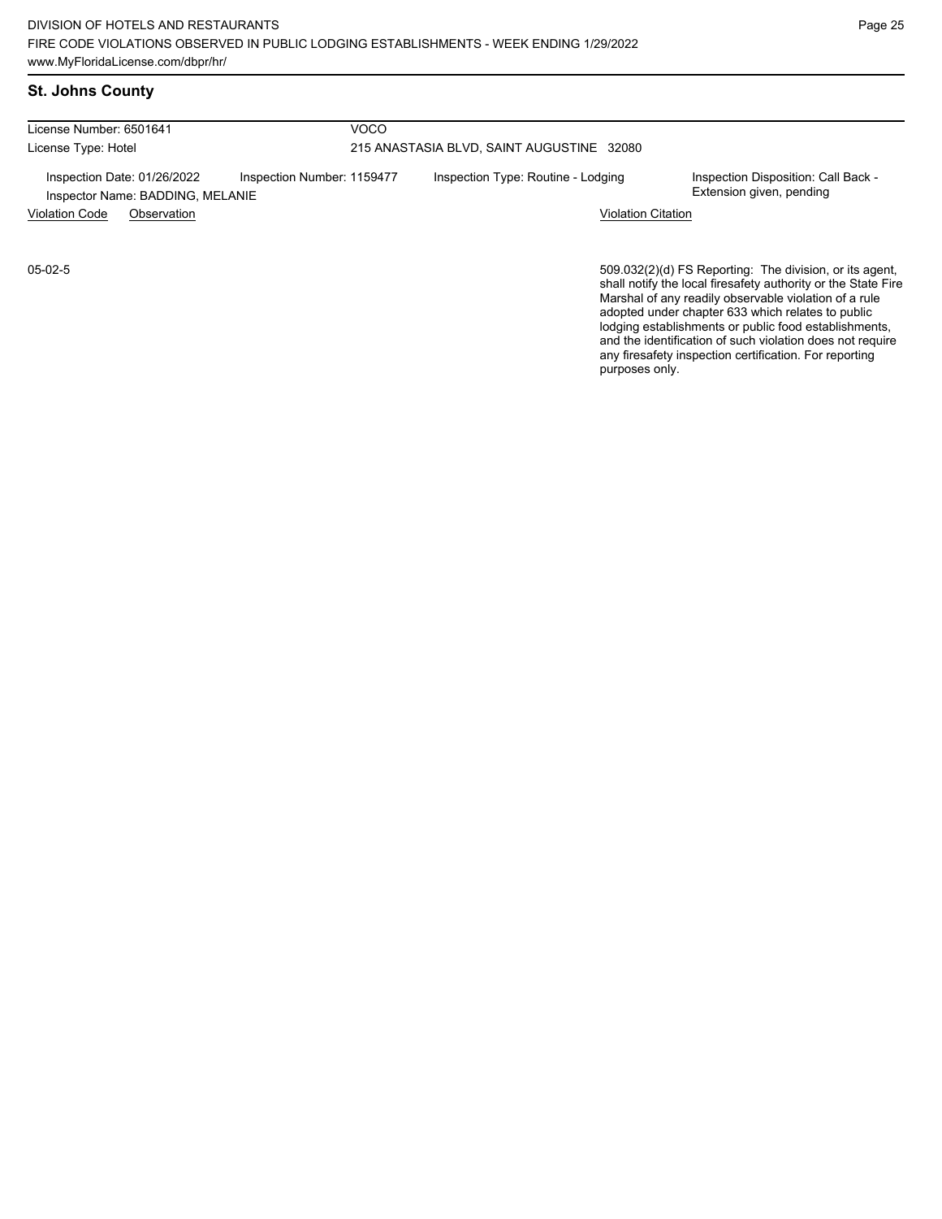## St. Johns County

License Number: 6501641 — VOCO

License Type: Hotel — 215 ANASTASIA BLVD, SAINT AUGUSTINE 32080

Inspection Date: 01/26/2022 | Inspection Number: 1159477 | Inspection Type: Routine - Lodging | Inspection Disposition: Call Back - Extension given, pending

Inspector Name: BADDING, MELANIE

| Violation Code | Observation | Violation Citation |
|---|---|---|
| 05-02-5 | | 509.032(2)(d) FS Reporting: The division, or its agent, shall notify the local firesafety authority or the State Fire Marshal of any readily observable violation of a rule adopted under chapter 633 which relates to public lodging establishments or public food establishments, and the identification of such violation does not require any firesafety inspection certification. For reporting purposes only. |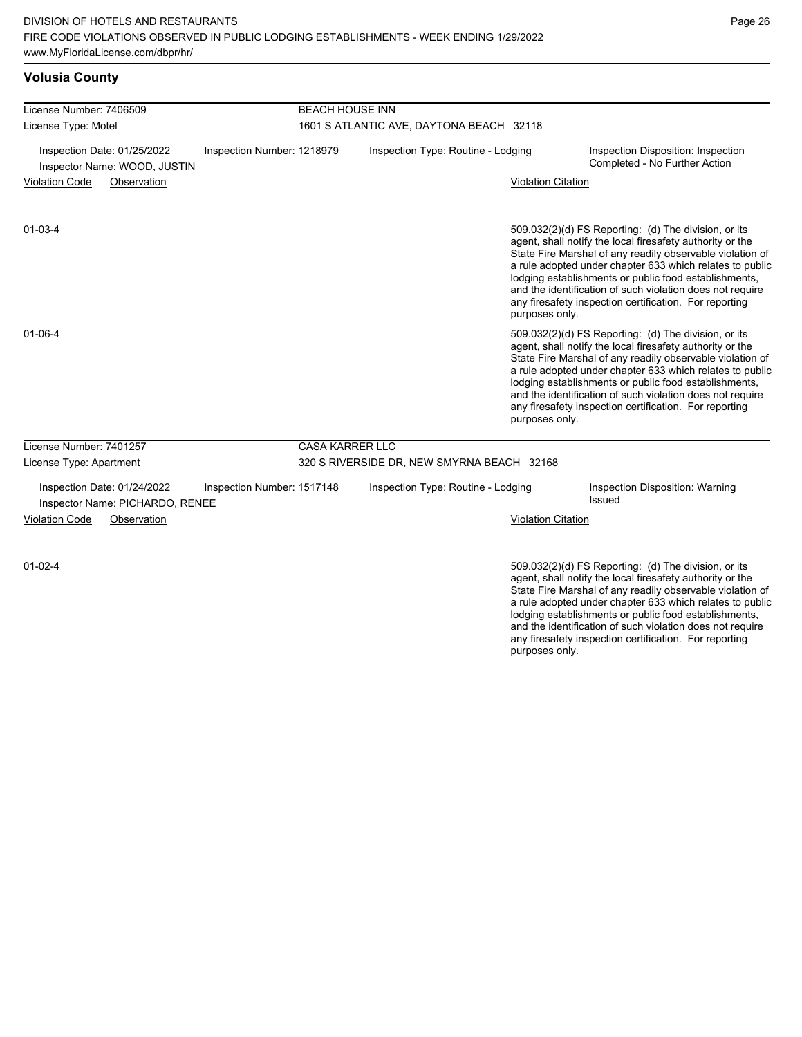## Volusia County

**License Number:** 7406509 — **BEACH HOUSE INN**
**License Type:** Motel — 1601 S ATLANTIC AVE, DAYTONA BEACH 32118

Inspection Date: 01/25/2022 | Inspection Number: 1218979 | Inspection Type: Routine - Lodging | Inspection Disposition: Inspection Completed - No Further Action
Inspector Name: WOOD, JUSTIN

| Violation Code | Observation | Violation Citation |
| --- | --- | --- |
| 01-03-4 | | 509.032(2)(d) FS Reporting: (d) The division, or its agent, shall notify the local firesafety authority or the State Fire Marshal of any readily observable violation of a rule adopted under chapter 633 which relates to public lodging establishments or public food establishments, and the identification of such violation does not require any firesafety inspection certification. For reporting purposes only. |
| 01-06-4 | | 509.032(2)(d) FS Reporting: (d) The division, or its agent, shall notify the local firesafety authority or the State Fire Marshal of any readily observable violation of a rule adopted under chapter 633 which relates to public lodging establishments or public food establishments, and the identification of such violation does not require any firesafety inspection certification. For reporting purposes only. |

**License Number:** 7401257 — **CASA KARRER LLC**
**License Type:** Apartment — 320 S RIVERSIDE DR, NEW SMYRNA BEACH 32168

Inspection Date: 01/24/2022 | Inspection Number: 1517148 | Inspection Type: Routine - Lodging | Inspection Disposition: Warning Issued
Inspector Name: PICHARDO, RENEE

| Violation Code | Observation | Violation Citation |
| --- | --- | --- |
| 01-02-4 | | 509.032(2)(d) FS Reporting: (d) The division, or its agent, shall notify the local firesafety authority or the State Fire Marshal of any readily observable violation of a rule adopted under chapter 633 which relates to public lodging establishments or public food establishments, and the identification of such violation does not require any firesafety inspection certification. For reporting purposes only. |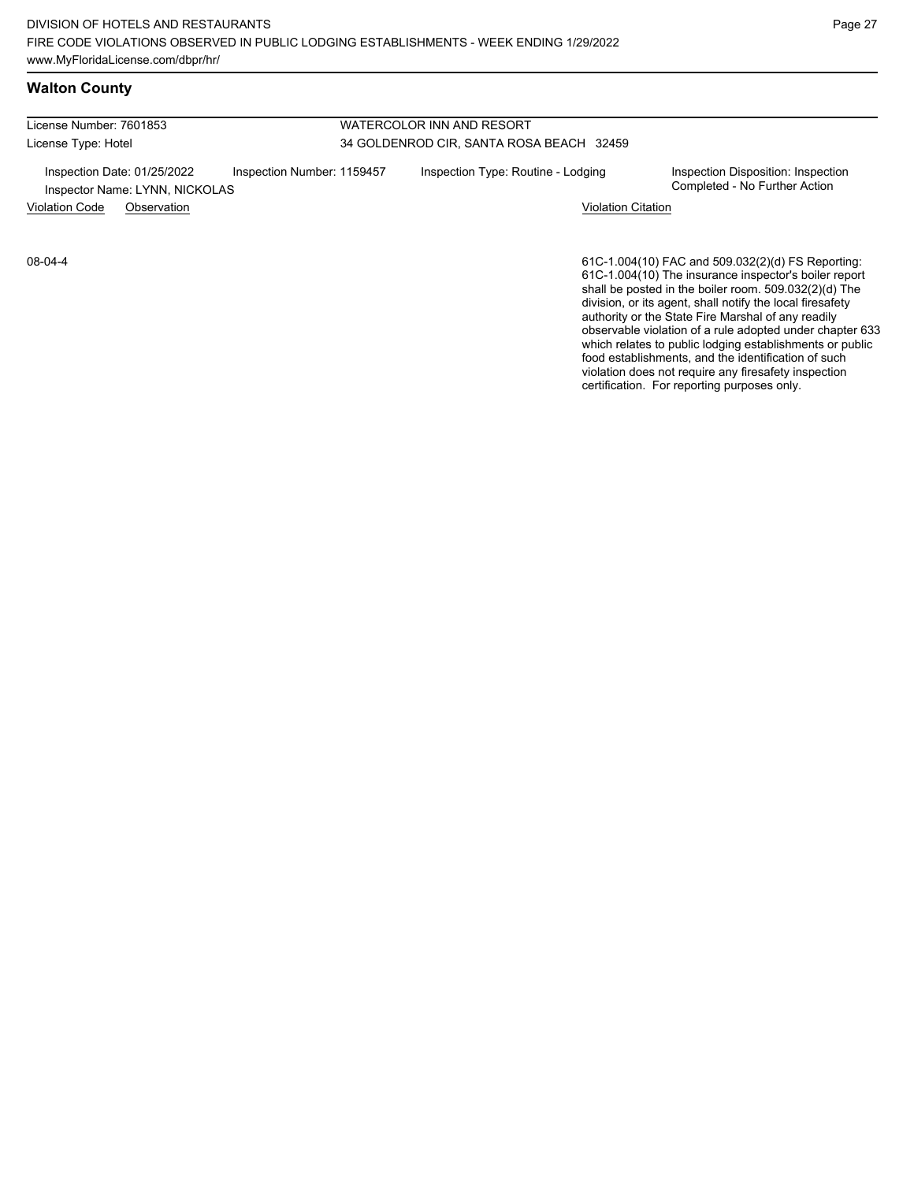## Walton County

License Number: 7601853
License Type: Hotel

WATERCOLOR INN AND RESORT
34 GOLDENROD CIR, SANTA ROSA BEACH 32459

Inspection Date: 01/25/2022
Inspector Name: LYNN, NICKOLAS
Inspection Number: 1159457
Inspection Type: Routine - Lodging
Inspection Disposition: Inspection Completed - No Further Action

| Violation Code | Observation | Violation Citation |
| --- | --- | --- |
| 08-04-4 | | 61C-1.004(10) FAC and 509.032(2)(d) FS Reporting: 61C-1.004(10) The insurance inspector's boiler report shall be posted in the boiler room. 509.032(2)(d) The division, or its agent, shall notify the local firesafety authority or the State Fire Marshal of any readily observable violation of a rule adopted under chapter 633 which relates to public lodging establishments or public food establishments, and the identification of such violation does not require any firesafety inspection certification. For reporting purposes only. |